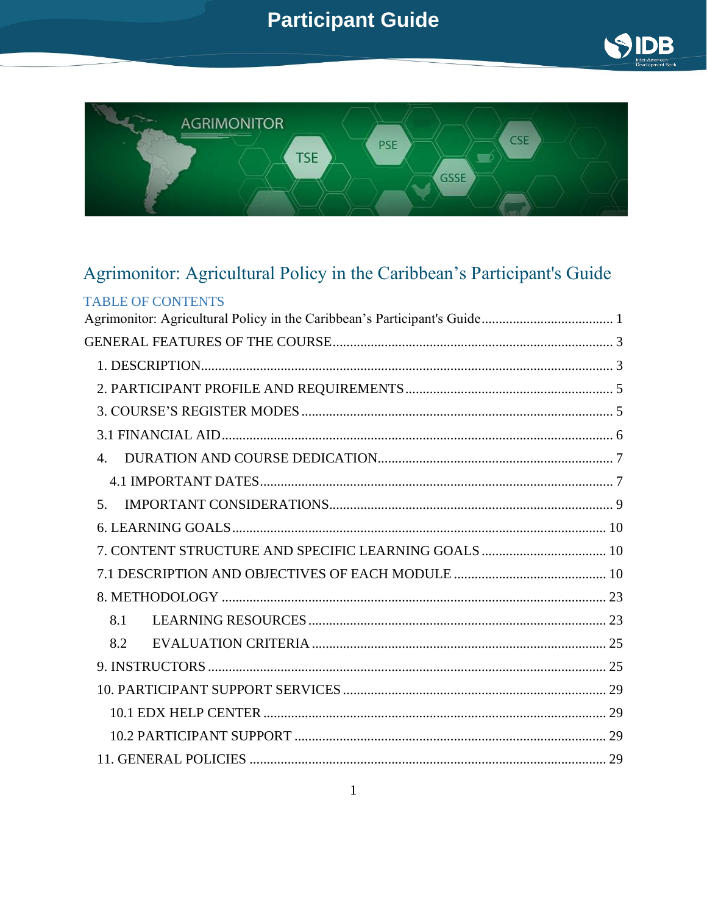# Agrimonitor: Agricultural Policy in the Caribbean's Participant's Guide

## TABLE OF CONTENTS

Agrimonitor: Agricultural Policy in the Caribbean's Participant's Guide ...................................... 1

GENERAL FEATURES OF THE COURSE ................................................................................. 3

1. DESCRIPTION ...................................................................................................................... 3
2. PARTICIPANT PROFILE AND REQUIREMENTS ............................................................ 5
3. COURSE'S REGISTER MODES ......................................................................................... 5

3.1 FINANCIAL AID ................................................................................................................ 6

4. DURATION AND COURSE DEDICATION .................................................................... 7

   4.1 IMPORTANT DATES ...................................................................................................... 7

5. IMPORTANT CONSIDERATIONS ................................................................................. 9

6. LEARNING GOALS ............................................................................................................ 10

7. CONTENT STRUCTURE AND SPECIFIC LEARNING GOALS .................................... 10

7.1 DESCRIPTION AND OBJECTIVES OF EACH MODULE ............................................ 10

8. METHODOLOGY .............................................................................................................. 23

   8.1 LEARNING RESOURCES ..................................................................................... 23

   8.2 EVALUATION CRITERIA .................................................................................... 25

9. INSTRUCTORS ................................................................................................................... 25

10. PARTICIPANT SUPPORT SERVICES ............................................................................ 29

   10.1 EDX HELP CENTER ................................................................................................... 29

   10.2 PARTICIPANT SUPPORT .......................................................................................... 29

11. GENERAL POLICIES ...................................................................................................... 29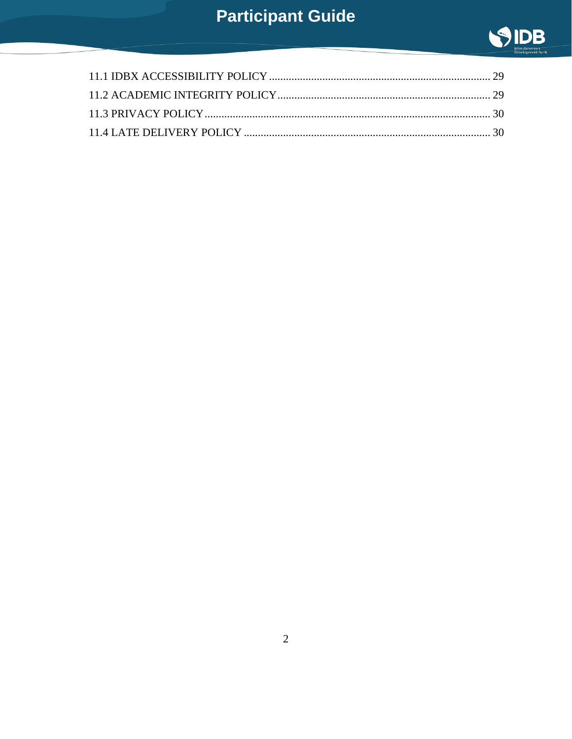11.1 IDBX ACCESSIBILITY POLICY ................................................................................ 29
11.2 ACADEMIC INTEGRITY POLICY ............................................................................ 29
11.3 PRIVACY POLICY ...................................................................................................... 30
11.4 LATE DELIVERY POLICY ........................................................................................ 30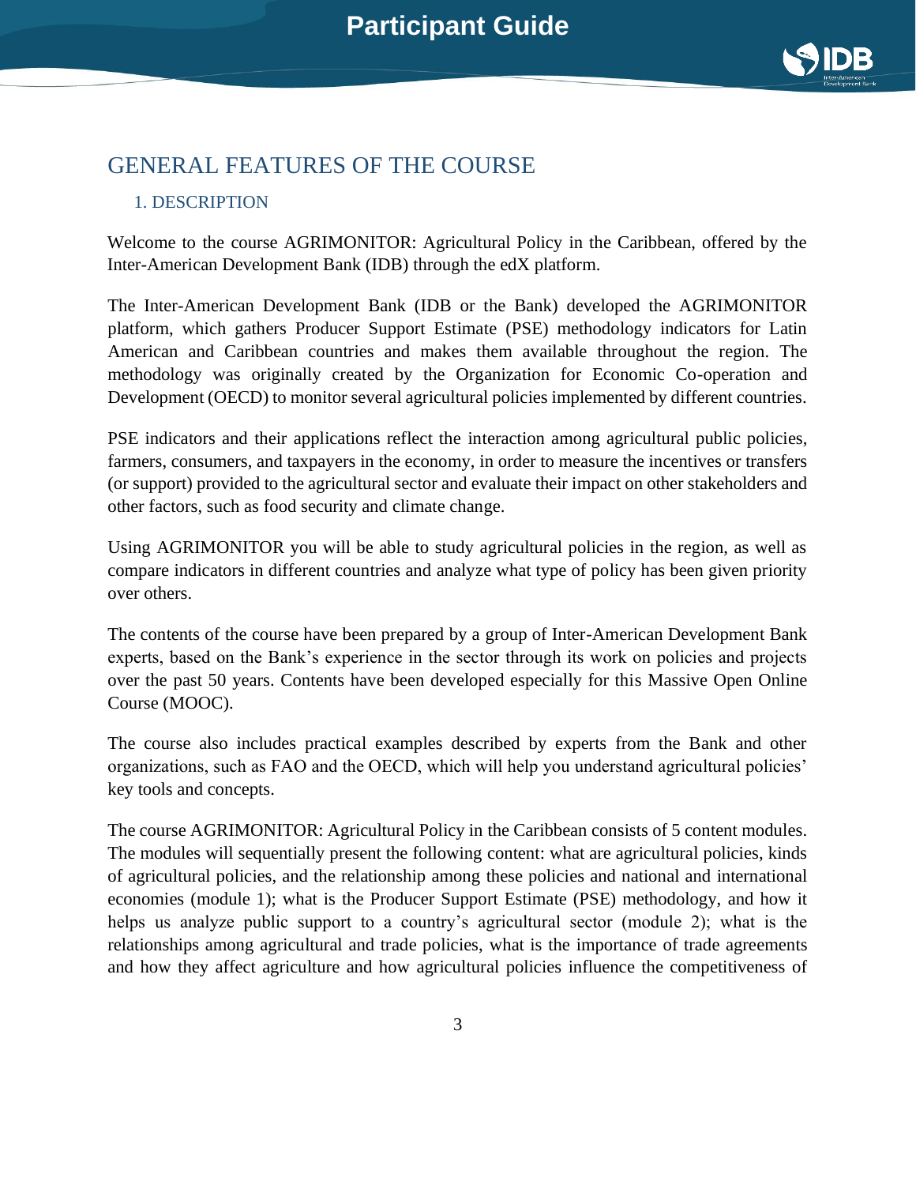# GENERAL FEATURES OF THE COURSE

## 1. DESCRIPTION

Welcome to the course AGRIMONITOR: Agricultural Policy in the Caribbean, offered by the Inter-American Development Bank (IDB) through the edX platform.

The Inter-American Development Bank (IDB or the Bank) developed the AGRIMONITOR platform, which gathers Producer Support Estimate (PSE) methodology indicators for Latin American and Caribbean countries and makes them available throughout the region. The methodology was originally created by the Organization for Economic Co-operation and Development (OECD) to monitor several agricultural policies implemented by different countries.

PSE indicators and their applications reflect the interaction among agricultural public policies, farmers, consumers, and taxpayers in the economy, in order to measure the incentives or transfers (or support) provided to the agricultural sector and evaluate their impact on other stakeholders and other factors, such as food security and climate change.

Using AGRIMONITOR you will be able to study agricultural policies in the region, as well as compare indicators in different countries and analyze what type of policy has been given priority over others.

The contents of the course have been prepared by a group of Inter-American Development Bank experts, based on the Bank's experience in the sector through its work on policies and projects over the past 50 years. Contents have been developed especially for this Massive Open Online Course (MOOC).

The course also includes practical examples described by experts from the Bank and other organizations, such as FAO and the OECD, which will help you understand agricultural policies' key tools and concepts.

The course AGRIMONITOR: Agricultural Policy in the Caribbean consists of 5 content modules. The modules will sequentially present the following content: what are agricultural policies, kinds of agricultural policies, and the relationship among these policies and national and international economies (module 1); what is the Producer Support Estimate (PSE) methodology, and how it helps us analyze public support to a country's agricultural sector (module 2); what is the relationships among agricultural and trade policies, what is the importance of trade agreements and how they affect agriculture and how agricultural policies influence the competitiveness of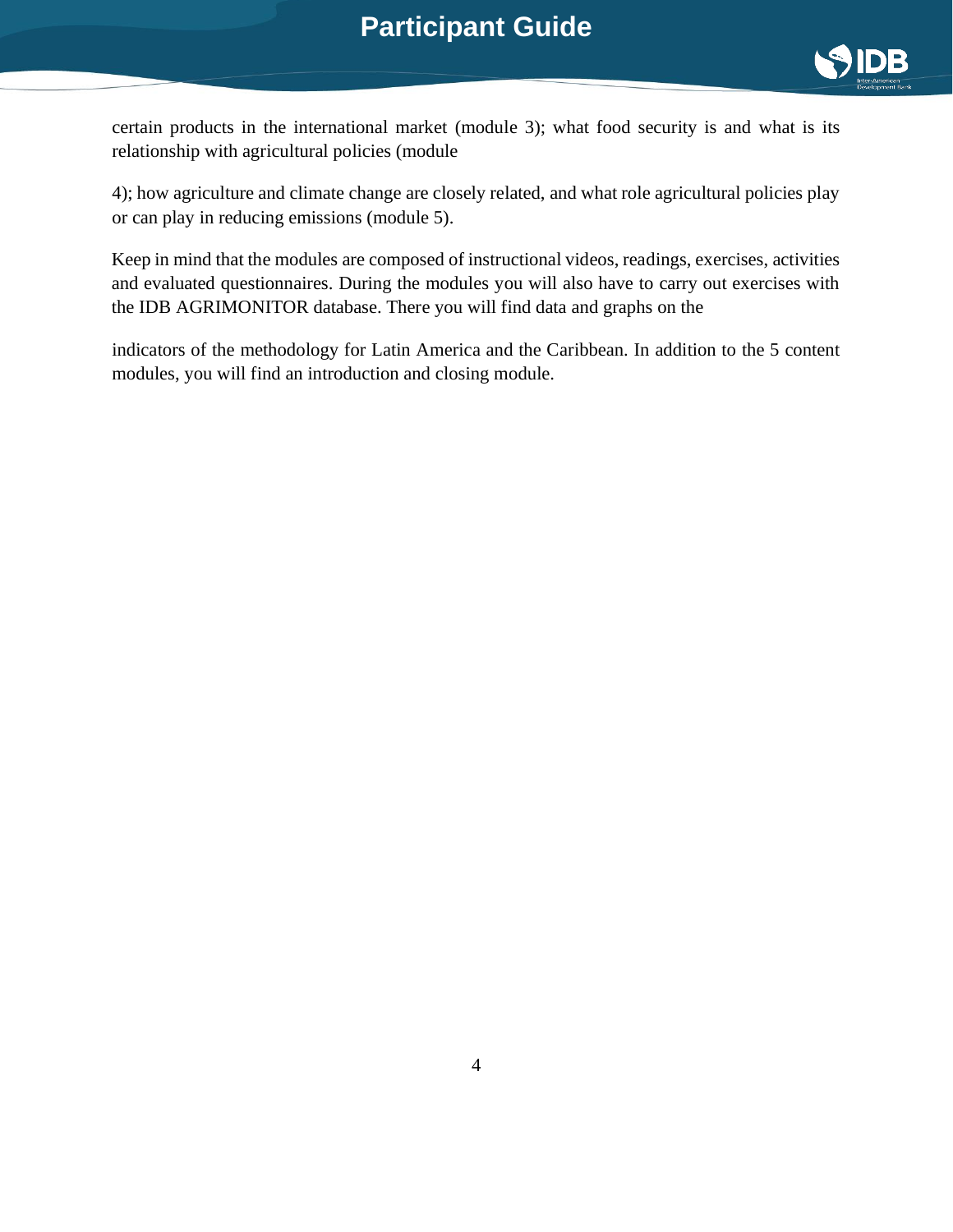certain products in the international market (module 3); what food security is and what is its relationship with agricultural policies (module

4); how agriculture and climate change are closely related, and what role agricultural policies play or can play in reducing emissions (module 5).

Keep in mind that the modules are composed of instructional videos, readings, exercises, activities and evaluated questionnaires. During the modules you will also have to carry out exercises with the IDB AGRIMONITOR database. There you will find data and graphs on the

indicators of the methodology for Latin America and the Caribbean. In addition to the 5 content modules, you will find an introduction and closing module.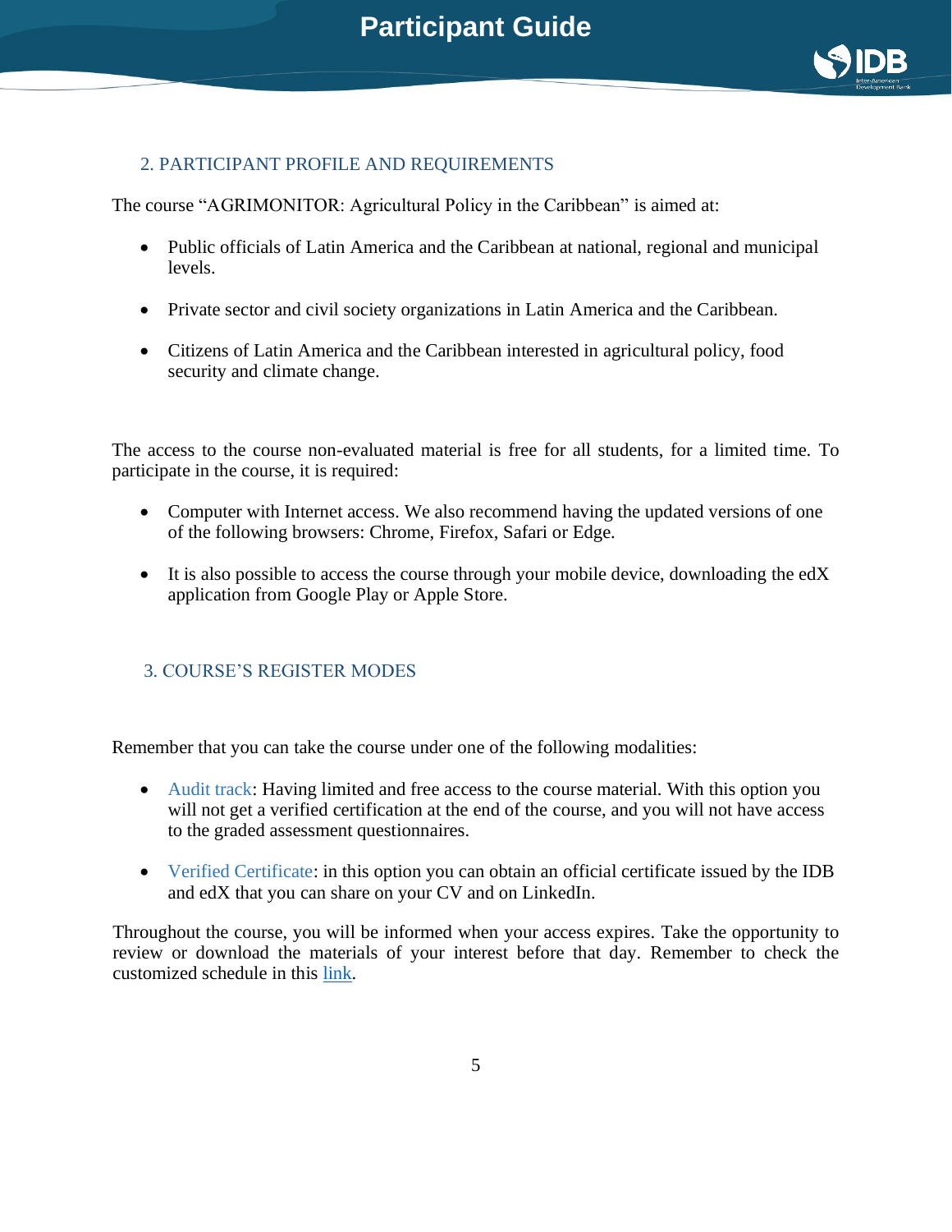## 2. PARTICIPANT PROFILE AND REQUIREMENTS

The course "AGRIMONITOR: Agricultural Policy in the Caribbean" is aimed at:

- Public officials of Latin America and the Caribbean at national, regional and municipal levels.
- Private sector and civil society organizations in Latin America and the Caribbean.
- Citizens of Latin America and the Caribbean interested in agricultural policy, food security and climate change.

The access to the course non-evaluated material is free for all students, for a limited time. To participate in the course, it is required:

- Computer with Internet access. We also recommend having the updated versions of one of the following browsers: Chrome, Firefox, Safari or Edge.
- It is also possible to access the course through your mobile device, downloading the edX application from Google Play or Apple Store.

## 3. COURSE'S REGISTER MODES

Remember that you can take the course under one of the following modalities:

- Audit track: Having limited and free access to the course material. With this option you will not get a verified certification at the end of the course, and you will not have access to the graded assessment questionnaires.
- Verified Certificate: in this option you can obtain an official certificate issued by the IDB and edX that you can share on your CV and on LinkedIn.

Throughout the course, you will be informed when your access expires. Take the opportunity to review or download the materials of your interest before that day. Remember to check the customized schedule in this link.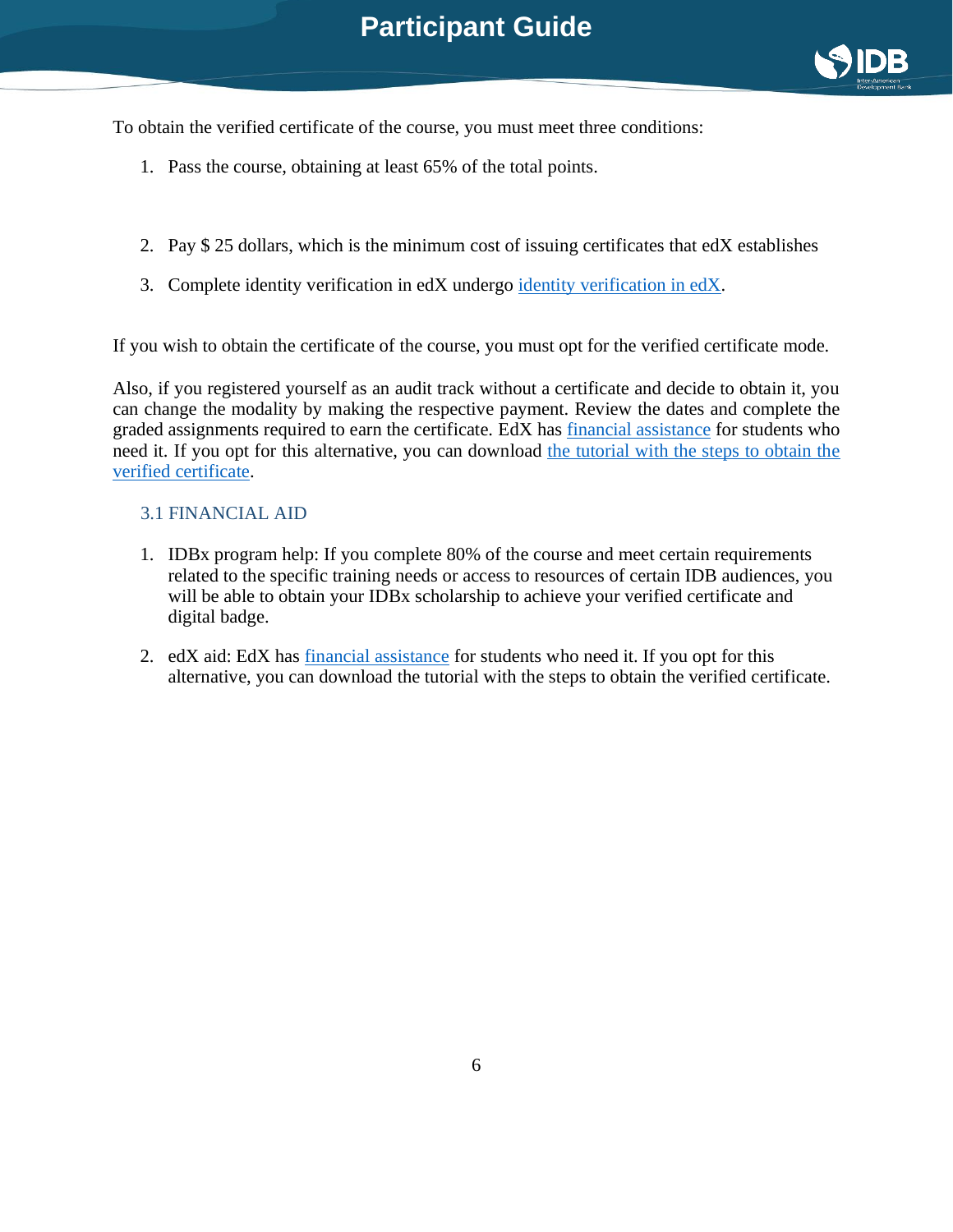To obtain the verified certificate of the course, you must meet three conditions:

1. Pass the course, obtaining at least 65% of the total points.

2. Pay $ 25 dollars, which is the minimum cost of issuing certificates that edX establishes
3. Complete identity verification in edX undergo identity verification in edX.

If you wish to obtain the certificate of the course, you must opt for the verified certificate mode.

Also, if you registered yourself as an audit track without a certificate and decide to obtain it, you can change the modality by making the respective payment. Review the dates and complete the graded assignments required to earn the certificate. EdX has financial assistance for students who need it. If you opt for this alternative, you can download the tutorial with the steps to obtain the verified certificate.

### 3.1 FINANCIAL AID

1. IDBx program help: If you complete 80% of the course and meet certain requirements related to the specific training needs or access to resources of certain IDB audiences, you will be able to obtain your IDBx scholarship to achieve your verified certificate and digital badge.
2. edX aid: EdX has financial assistance for students who need it. If you opt for this alternative, you can download the tutorial with the steps to obtain the verified certificate.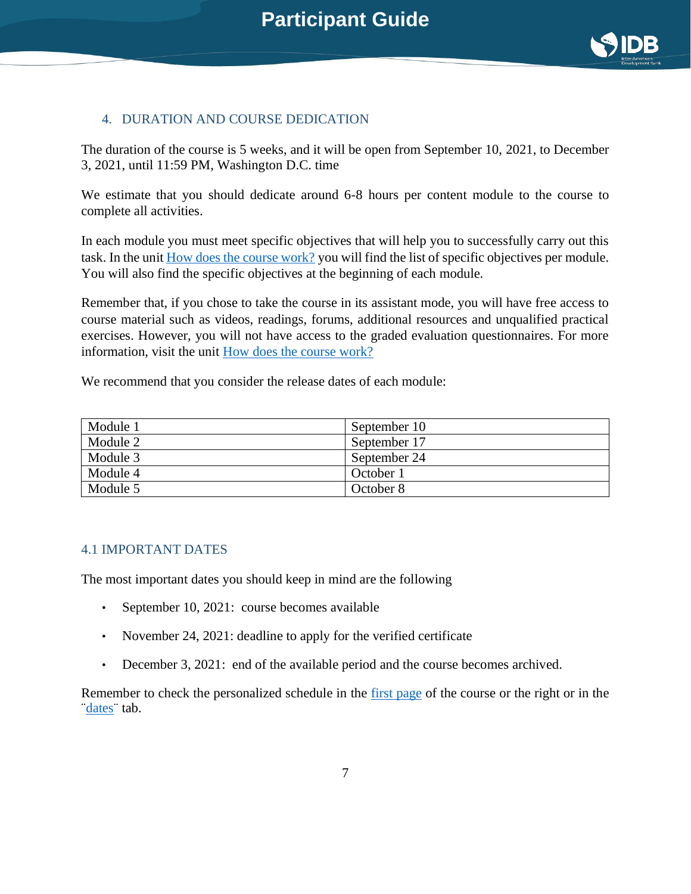## 4. DURATION AND COURSE DEDICATION

The duration of the course is 5 weeks, and it will be open from September 10, 2021, to December 3, 2021, until 11:59 PM, Washington D.C. time

We estimate that you should dedicate around 6-8 hours per content module to the course to complete all activities.

In each module you must meet specific objectives that will help you to successfully carry out this task. In the unit How does the course work? you will find the list of specific objectives per module. You will also find the specific objectives at the beginning of each module.

Remember that, if you chose to take the course in its assistant mode, you will have free access to course material such as videos, readings, forums, additional resources and unqualified practical exercises. However, you will not have access to the graded evaluation questionnaires. For more information, visit the unit How does the course work?

We recommend that you consider the release dates of each module:

| Module | Release date |
|---|---|
| Module 1 | September 10 |
| Module 2 | September 17 |
| Module 3 | September 24 |
| Module 4 | October 1 |
| Module 5 | October 8 |

### 4.1 IMPORTANT DATES

The most important dates you should keep in mind are the following

- September 10, 2021: course becomes available
- November 24, 2021: deadline to apply for the verified certificate
- December 3, 2021: end of the available period and the course becomes archived.

Remember to check the personalized schedule in the first page of the course or the right or in the ¨dates¨ tab.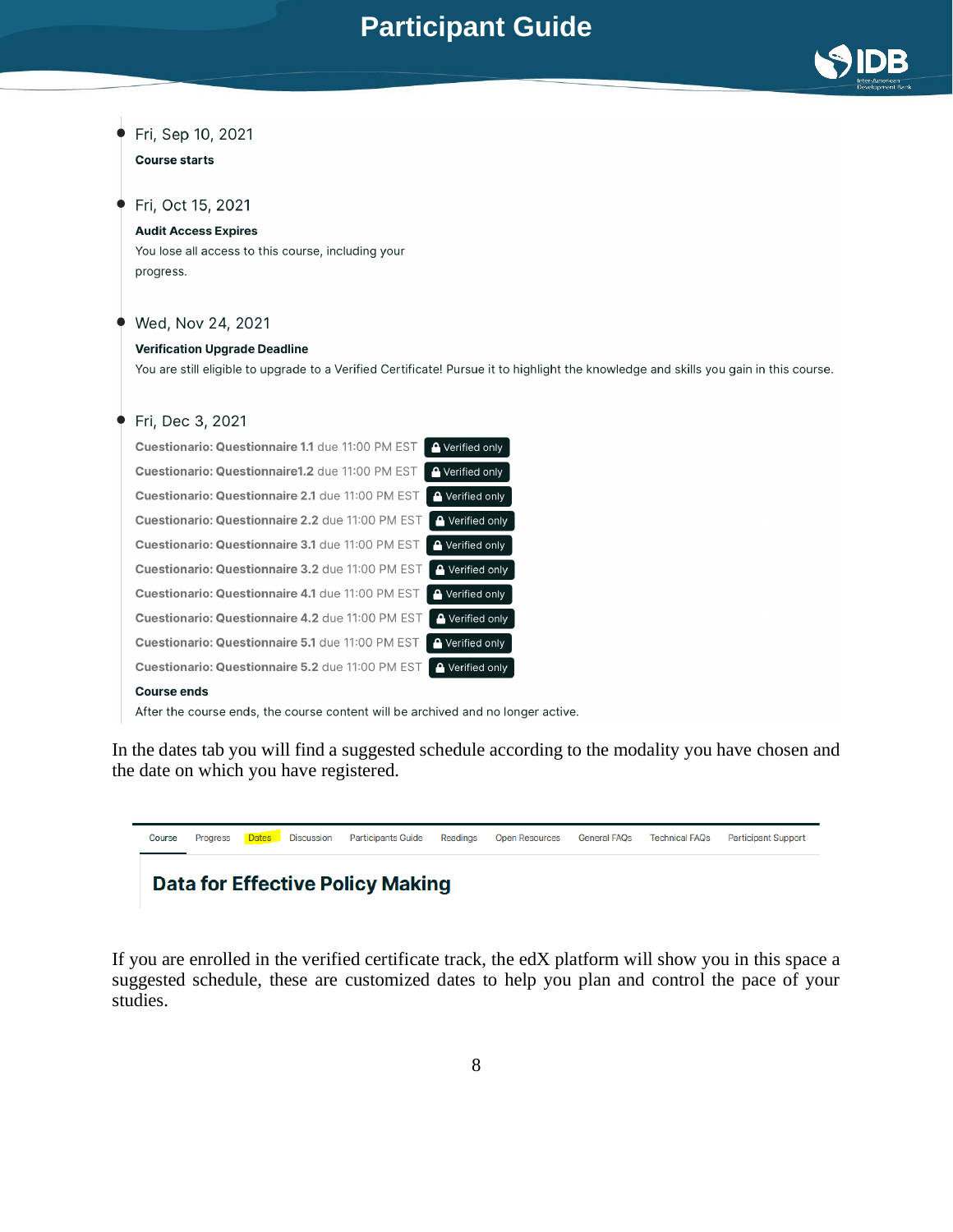- Fri, Sep 10, 2021

  **Course starts**

- Fri, Oct 15, 2021

  **Audit Access Expires**

  You lose all access to this course, including your progress.

- Wed, Nov 24, 2021

  **Verification Upgrade Deadline**

  You are still eligible to upgrade to a Verified Certificate! Pursue it to highlight the knowledge and skills you gain in this course.

- Fri, Dec 3, 2021

  **Cuestionario: Questionnaire 1.1** due 11:00 PM EST — Verified only

  **Cuestionario: Questionnaire1.2** due 11:00 PM EST — Verified only

  **Cuestionario: Questionnaire 2.1** due 11:00 PM EST — Verified only

  **Cuestionario: Questionnaire 2.2** due 11:00 PM EST — Verified only

  **Cuestionario: Questionnaire 3.1** due 11:00 PM EST — Verified only

  **Cuestionario: Questionnaire 3.2** due 11:00 PM EST — Verified only

  **Cuestionario: Questionnaire 4.1** due 11:00 PM EST — Verified only

  **Cuestionario: Questionnaire 4.2** due 11:00 PM EST — Verified only

  **Cuestionario: Questionnaire 5.1** due 11:00 PM EST — Verified only

  **Cuestionario: Questionnaire 5.2** due 11:00 PM EST — Verified only

  **Course ends**

  After the course ends, the course content will be archived and no longer active.

In the dates tab you will find a suggested schedule according to the modality you have chosen and the date on which you have registered.

Course | Progress | Dates | Discussion | Participants Guide | Readings | Open Resources | General FAQs | Technical FAQs | Participant Support

**Data for Effective Policy Making**

If you are enrolled in the verified certificate track, the edX platform will show you in this space a suggested schedule, these are customized dates to help you plan and control the pace of your studies.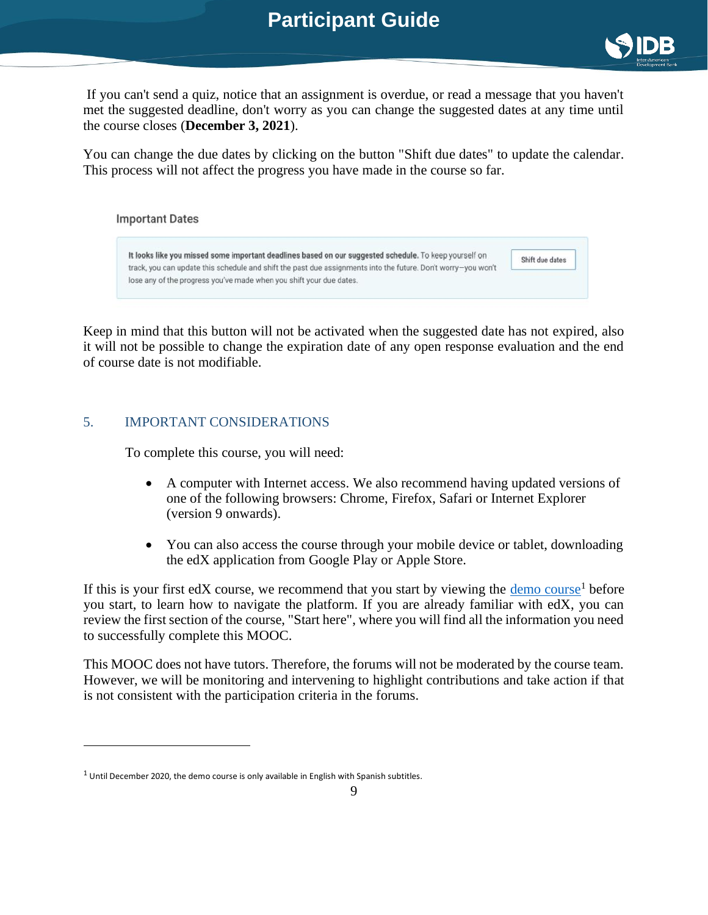If you can't send a quiz, notice that an assignment is overdue, or read a message that you haven't met the suggested deadline, don't worry as you can change the suggested dates at any time until the course closes (**December 3, 2021**).

You can change the due dates by clicking on the button "Shift due dates" to update the calendar. This process will not affect the progress you have made in the course so far.

Important Dates

**It looks like you missed some important deadlines based on our suggested schedule.** To keep yourself on track, you can update this schedule and shift the past due assignments into the future. Don't worry—you won't lose any of the progress you've made when you shift your due dates.

Shift due dates

Keep in mind that this button will not be activated when the suggested date has not expired, also it will not be possible to change the expiration date of any open response evaluation and the end of course date is not modifiable.

## 5. IMPORTANT CONSIDERATIONS

To complete this course, you will need:

- A computer with Internet access. We also recommend having updated versions of one of the following browsers: Chrome, Firefox, Safari or Internet Explorer (version 9 onwards).
- You can also access the course through your mobile device or tablet, downloading the edX application from Google Play or Apple Store.

If this is your first edX course, we recommend that you start by viewing the demo course[1] before you start, to learn how to navigate the platform. If you are already familiar with edX, you can review the first section of the course, "Start here", where you will find all the information you need to successfully complete this MOOC.

This MOOC does not have tutors. Therefore, the forums will not be moderated by the course team. However, we will be monitoring and intervening to highlight contributions and take action if that is not consistent with the participation criteria in the forums.

---

[1] Until December 2020, the demo course is only available in English with Spanish subtitles.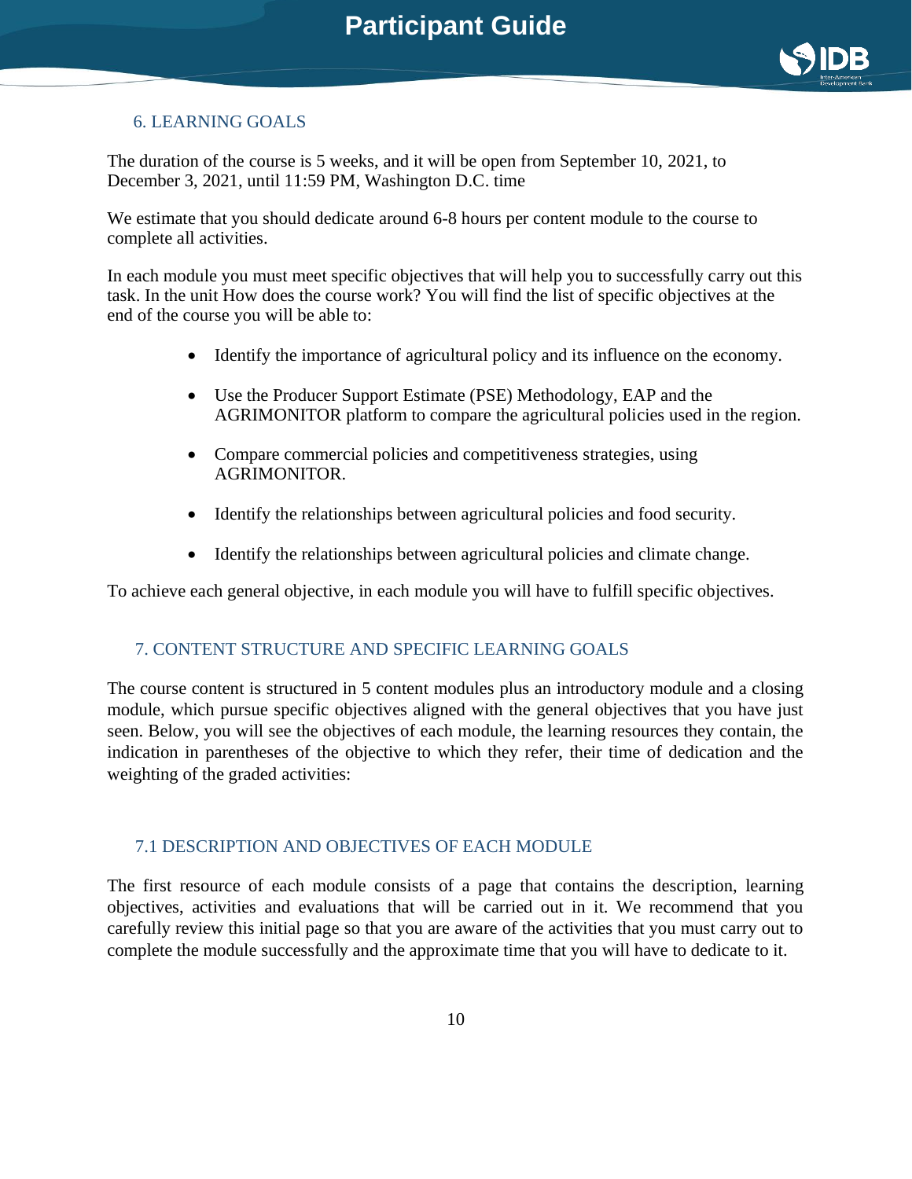## 6. LEARNING GOALS

The duration of the course is 5 weeks, and it will be open from September 10, 2021, to December 3, 2021, until 11:59 PM, Washington D.C. time

We estimate that you should dedicate around 6-8 hours per content module to the course to complete all activities.

In each module you must meet specific objectives that will help you to successfully carry out this task. In the unit How does the course work? You will find the list of specific objectives at the end of the course you will be able to:

- Identify the importance of agricultural policy and its influence on the economy.
- Use the Producer Support Estimate (PSE) Methodology, EAP and the AGRIMONITOR platform to compare the agricultural policies used in the region.
- Compare commercial policies and competitiveness strategies, using AGRIMONITOR.
- Identify the relationships between agricultural policies and food security.
- Identify the relationships between agricultural policies and climate change.

To achieve each general objective, in each module you will have to fulfill specific objectives.

## 7. CONTENT STRUCTURE AND SPECIFIC LEARNING GOALS

The course content is structured in 5 content modules plus an introductory module and a closing module, which pursue specific objectives aligned with the general objectives that you have just seen. Below, you will see the objectives of each module, the learning resources they contain, the indication in parentheses of the objective to which they refer, their time of dedication and the weighting of the graded activities:

### 7.1 DESCRIPTION AND OBJECTIVES OF EACH MODULE

The first resource of each module consists of a page that contains the description, learning objectives, activities and evaluations that will be carried out in it. We recommend that you carefully review this initial page so that you are aware of the activities that you must carry out to complete the module successfully and the approximate time that you will have to dedicate to it.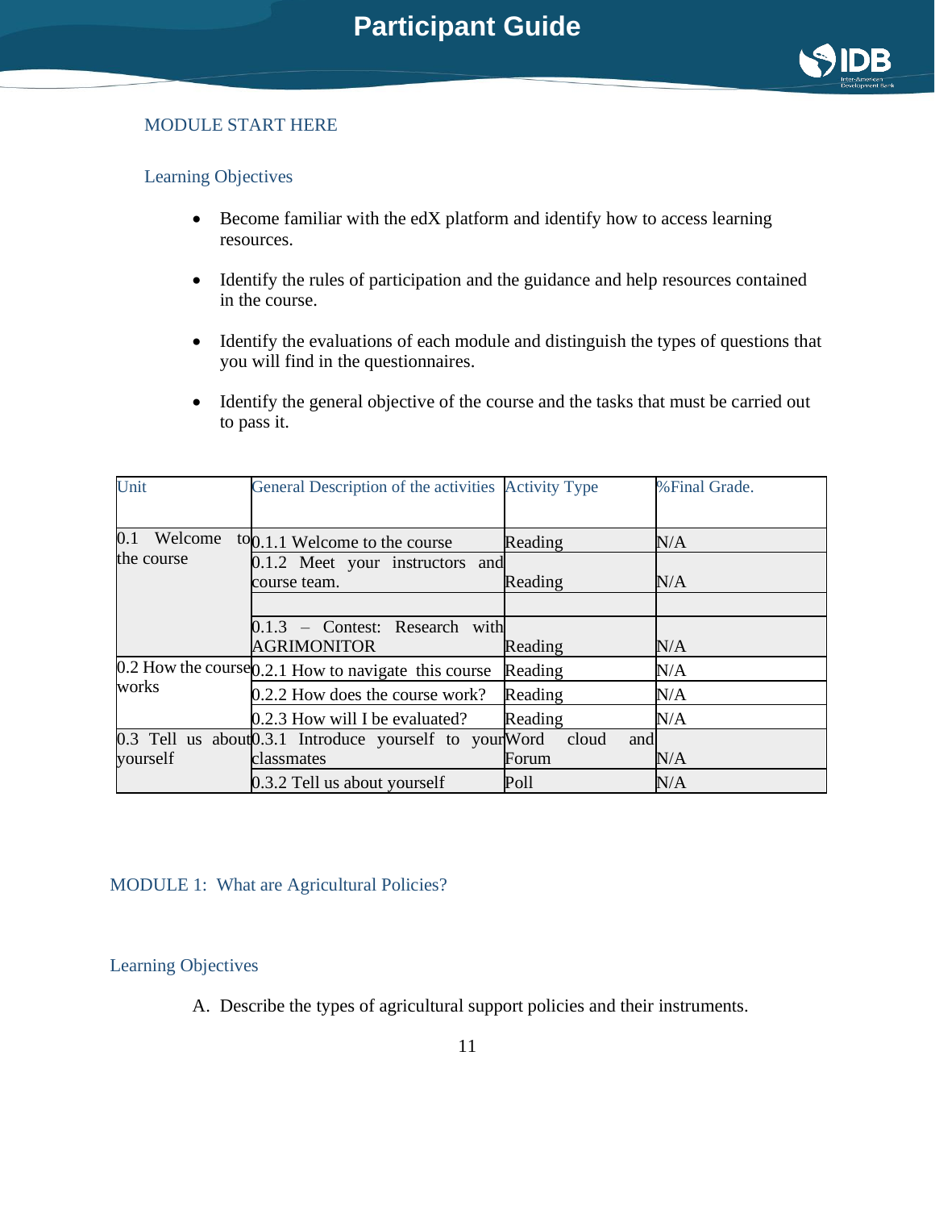## MODULE START HERE

### Learning Objectives

- Become familiar with the edX platform and identify how to access learning resources.
- Identify the rules of participation and the guidance and help resources contained in the course.
- Identify the evaluations of each module and distinguish the types of questions that you will find in the questionnaires.
- Identify the general objective of the course and the tasks that must be carried out to pass it.

| Unit | General Description of the activities | Activity Type | %Final Grade. |
|---|---|---|---|
| 0.1 Welcome to the course | 0.1.1 Welcome to the course | Reading | N/A |
| | 0.1.2 Meet your instructors and course team. | Reading | N/A |
| | | | |
| | 0.1.3 – Contest: Research with AGRIMONITOR | Reading | N/A |
| 0.2 How the course works | 0.2.1 How to navigate this course | Reading | N/A |
| | 0.2.2 How does the course work? | Reading | N/A |
| | 0.2.3 How will I be evaluated? | Reading | N/A |
| 0.3 Tell us about yourself | 0.3.1 Introduce yourself to your classmates | Word cloud and Forum | N/A |
| | 0.3.2 Tell us about yourself | Poll | N/A |

## MODULE 1: What are Agricultural Policies?

### Learning Objectives

A. Describe the types of agricultural support policies and their instruments.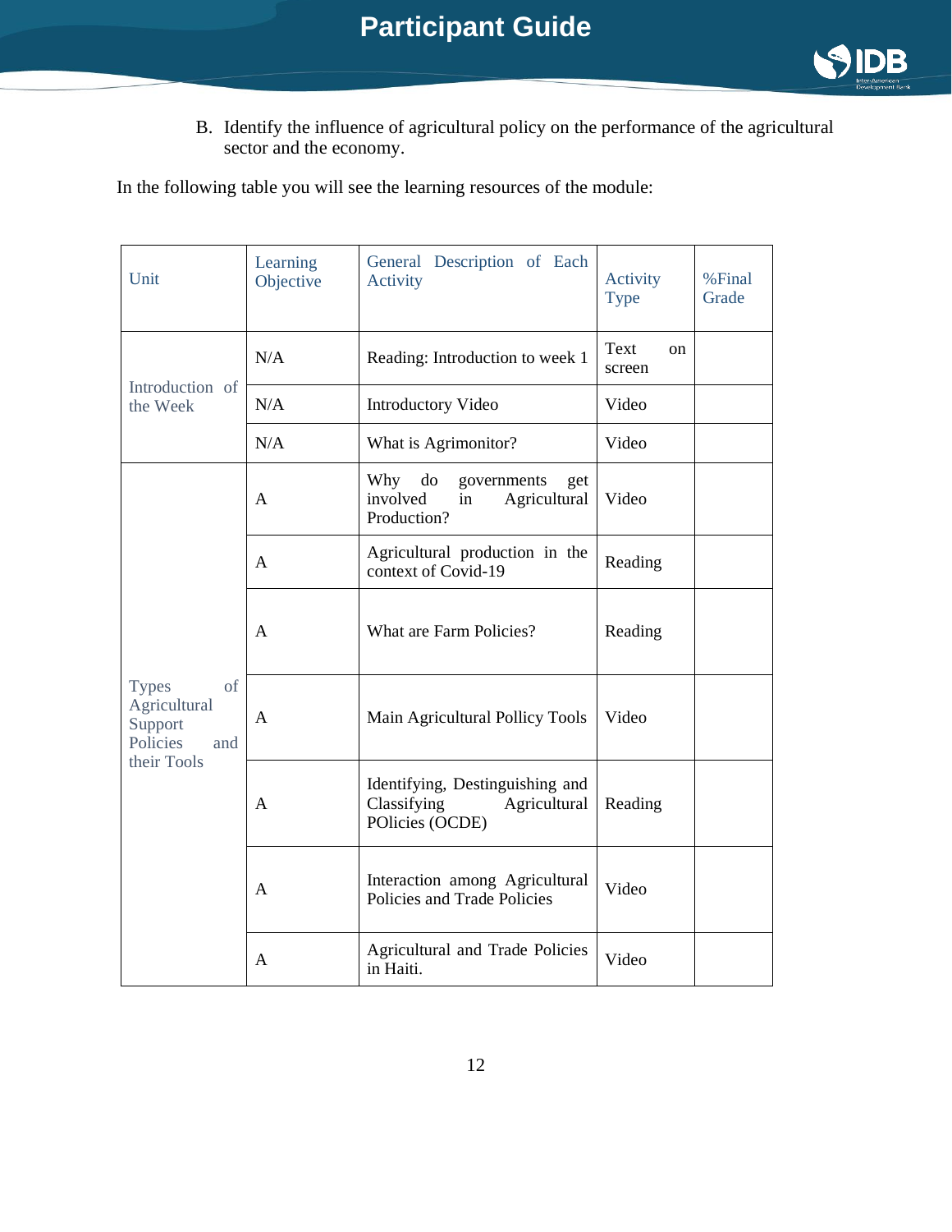B. Identify the influence of agricultural policy on the performance of the agricultural sector and the economy.

In the following table you will see the learning resources of the module:

| Unit | Learning Objective | General Description of Each Activity | Activity Type | %Final Grade |
|---|---|---|---|---|
| Introduction of the Week | N/A | Reading: Introduction to week 1 | Text on screen | |
| | N/A | Introductory Video | Video | |
| | N/A | What is Agrimonitor? | Video | |
| Types of Agricultural Support Policies and their Tools | A | Why do governments get involved in Agricultural Production? | Video | |
| | A | Agricultural production in the context of Covid-19 | Reading | |
| | A | What are Farm Policies? | Reading | |
| | A | Main Agricultural Pollicy Tools | Video | |
| | A | Identifying, Destinguishing and Classifying Agricultural POlicies (OCDE) | Reading | |
| | A | Interaction among Agricultural Policies and Trade Policies | Video | |
| | A | Agricultural and Trade Policies in Haiti. | Video | |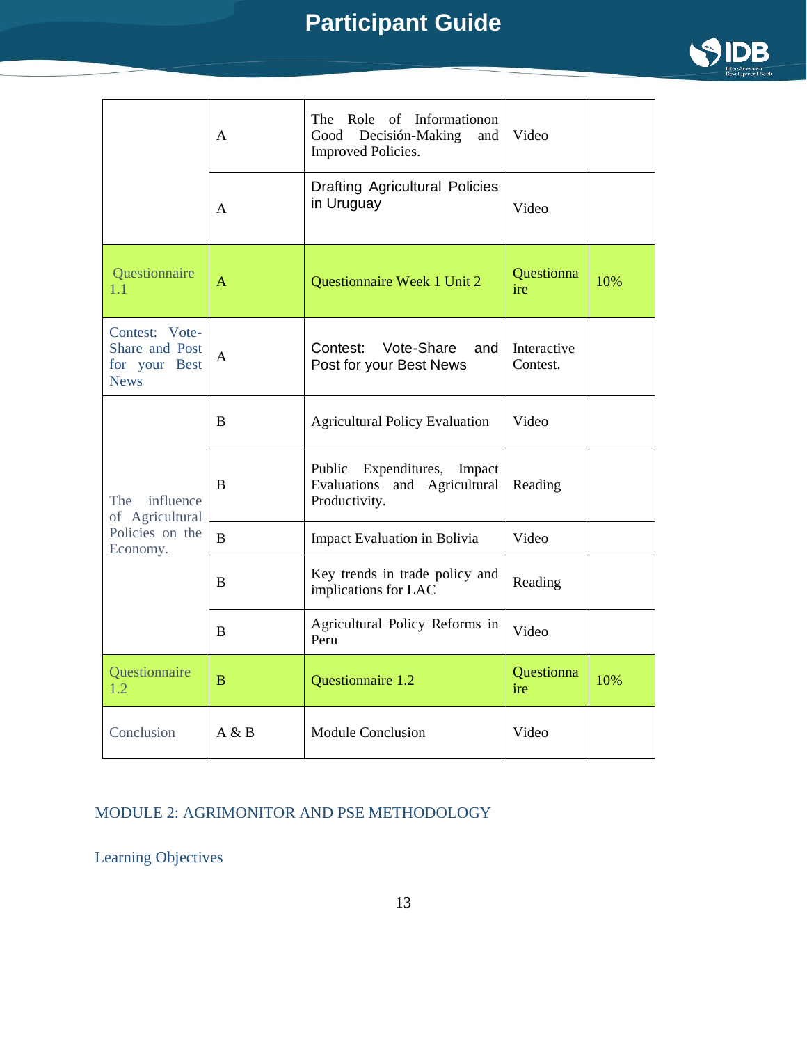| | | | | |
|---|---|---|---|---|
| | A | The Role of Informationon Good Decisión-Making and Improved Policies. | Video | |
| | A | Drafting Agricultural Policies in Uruguay | Video | |
| Questionnaire 1.1 | A | Questionnaire Week 1 Unit 2 | Questionnaire | 10% |
| Contest: Vote-Share and Post for your Best News | A | Contest: Vote-Share and Post for your Best News | Interactive Contest. | |
| The influence of Agricultural Policies on the Economy. | B | Agricultural Policy Evaluation | Video | |
| | B | Public Expenditures, Impact Evaluations and Agricultural Productivity. | Reading | |
| | B | Impact Evaluation in Bolivia | Video | |
| | B | Key trends in trade policy and implications for LAC | Reading | |
| | B | Agricultural Policy Reforms in Peru | Video | |
| Questionnaire 1.2 | B | Questionnaire 1.2 | Questionnaire | 10% |
| Conclusion | A & B | Module Conclusion | Video | |

## MODULE 2: AGRIMONITOR AND PSE METHODOLOGY

### Learning Objectives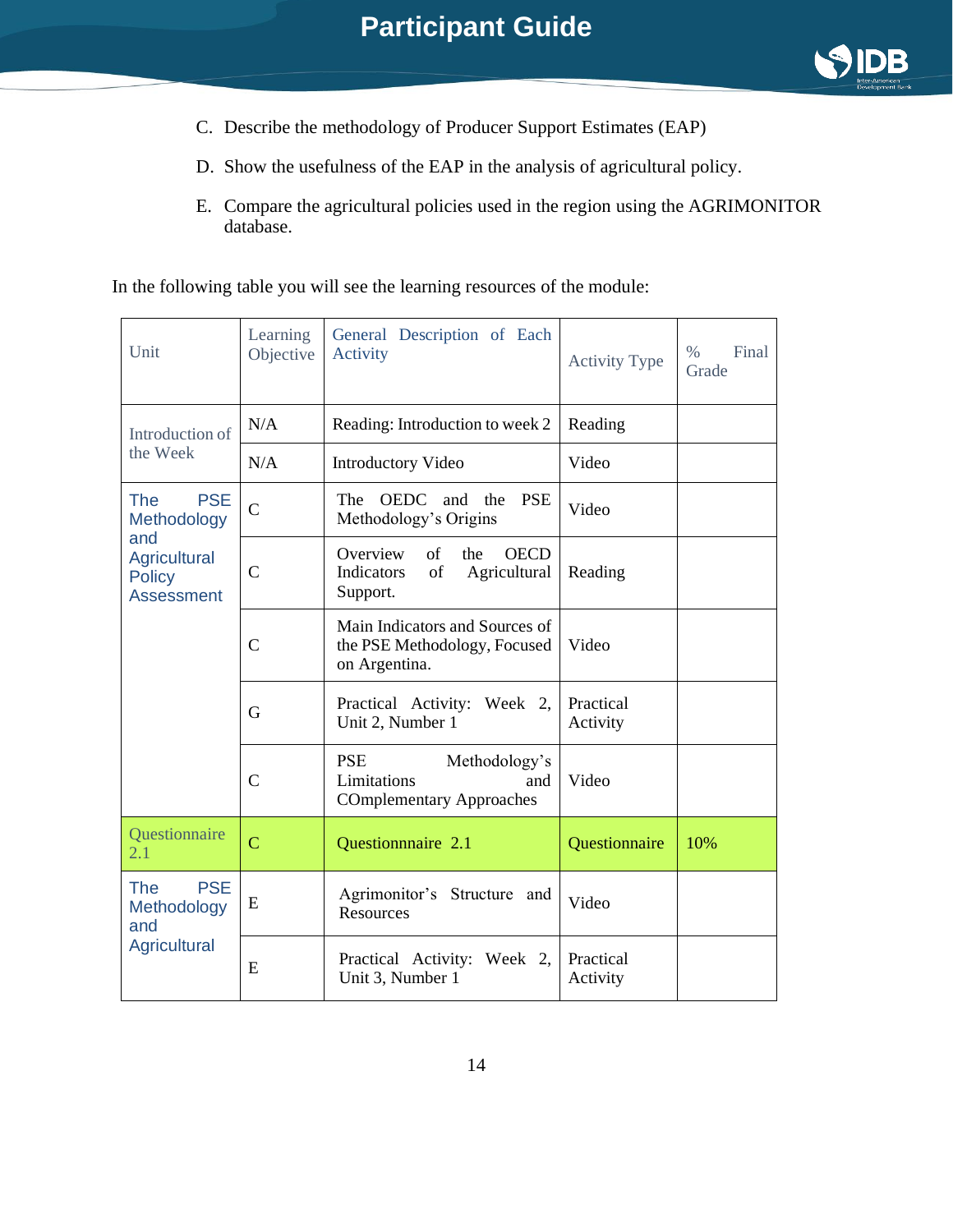C. Describe the methodology of Producer Support Estimates (EAP)

D. Show the usefulness of the EAP in the analysis of agricultural policy.

E. Compare the agricultural policies used in the region using the AGRIMONITOR database.

In the following table you will see the learning resources of the module:

| Unit | Learning Objective | General Description of Each Activity | Activity Type | % Final Grade |
|---|---|---|---|---|
| Introduction of the Week | N/A | Reading: Introduction to week 2 | Reading | |
| | N/A | Introductory Video | Video | |
| The PSE Methodology and Agricultural Policy Assessment | C | The OEDC and the PSE Methodology's Origins | Video | |
| | C | Overview of the OECD Indicators of Agricultural Support. | Reading | |
| | C | Main Indicators and Sources of the PSE Methodology, Focused on Argentina. | Video | |
| | G | Practical Activity: Week 2, Unit 2, Number 1 | Practical Activity | |
| | C | PSE Methodology's Limitations and COmplementary Approaches | Video | |
| Questionnaire 2.1 | C | Questionnaire 2.1 | Questionnaire | 10% |
| The PSE Methodology and Agricultural | E | Agrimonitor's Structure and Resources | Video | |
| | E | Practical Activity: Week 2, Unit 3, Number 1 | Practical Activity | |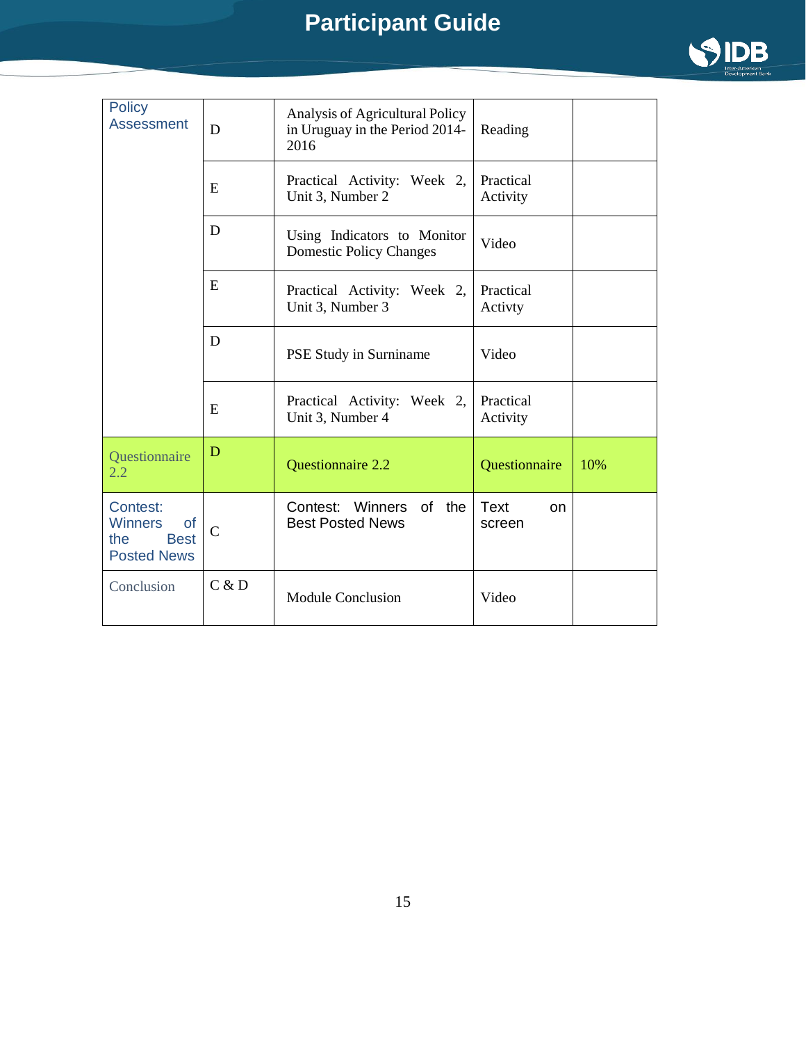| Policy Assessment | D | Analysis of Agricultural Policy in Uruguay in the Period 2014-2016 | Reading | |
|---|---|---|---|---|
| | E | Practical Activity: Week 2, Unit 3, Number 2 | Practical Activity | |
| | D | Using Indicators to Monitor Domestic Policy Changes | Video | |
| | E | Practical Activity: Week 2, Unit 3, Number 3 | Practical Activty | |
| | D | PSE Study in Surniname | Video | |
| | E | Practical Activity: Week 2, Unit 3, Number 4 | Practical Activity | |
| Questionnaire 2.2 | D | Questionnaire 2.2 | Questionnaire | 10% |
| Contest: Winners of the Best Posted News | C | Contest: Winners of the Best Posted News | Text on screen | |
| Conclusion | C & D | Module Conclusion | Video | |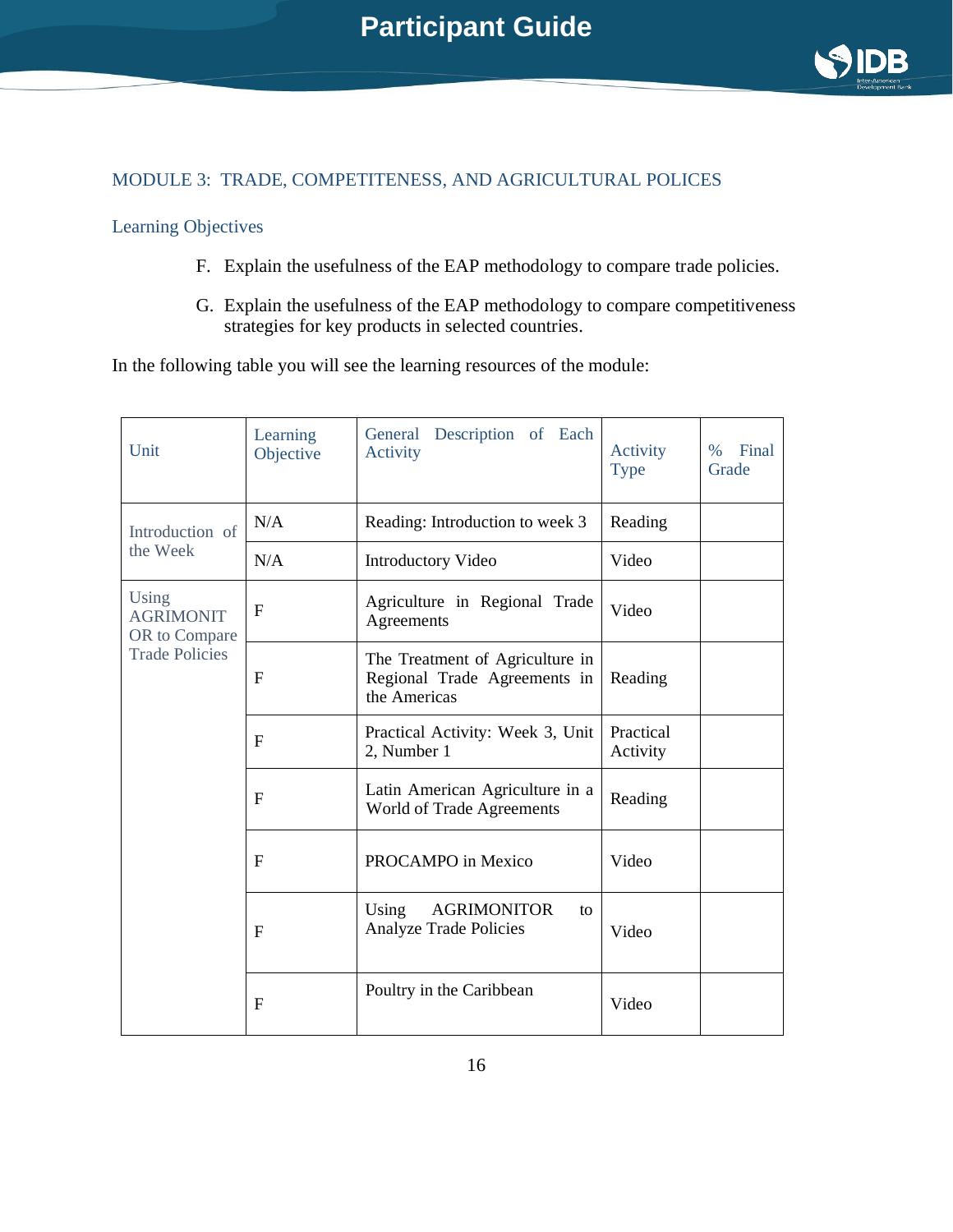## MODULE 3: TRADE, COMPETITENESS, AND AGRICULTURAL POLICES

### Learning Objectives

F. Explain the usefulness of the EAP methodology to compare trade policies.

G. Explain the usefulness of the EAP methodology to compare competitiveness strategies for key products in selected countries.

In the following table you will see the learning resources of the module:

| Unit | Learning Objective | General Description of Each Activity | Activity Type | % Final Grade |
|---|---|---|---|---|
| Introduction of the Week | N/A | Reading: Introduction to week 3 | Reading | |
| | N/A | Introductory Video | Video | |
| Using AGRIMONITOR to Compare Trade Policies | F | Agriculture in Regional Trade Agreements | Video | |
| | F | The Treatment of Agriculture in Regional Trade Agreements in the Americas | Reading | |
| | F | Practical Activity: Week 3, Unit 2, Number 1 | Practical Activity | |
| | F | Latin American Agriculture in a World of Trade Agreements | Reading | |
| | F | PROCAMPO in Mexico | Video | |
| | F | Using AGRIMONITOR to Analyze Trade Policies | Video | |
| | F | Poultry in the Caribbean | Video | |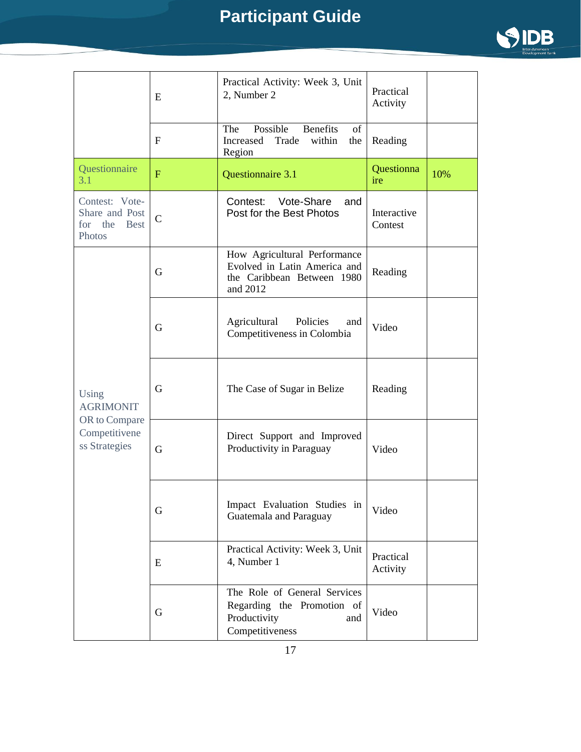| | | | | |
|---|---|---|---|---|
| | E | Practical Activity: Week 3, Unit 2, Number 2 | Practical Activity | |
| | F | The Possible Benefits of Increased Trade within the Region | Reading | |
| Questionnaire 3.1 | F | Questionnaire 3.1 | Questionnaire | 10% |
| Contest: Vote-Share and Post for the Best Photos | C | Contest: Vote-Share and Post for the Best Photos | Interactive Contest | |
| Using AGRIMONITOR to Compare Competitiveness Strategies | G | How Agricultural Performance Evolved in Latin America and the Caribbean Between 1980 and 2012 | Reading | |
| | G | Agricultural Policies and Competitiveness in Colombia | Video | |
| | G | The Case of Sugar in Belize | Reading | |
| | G | Direct Support and Improved Productivity in Paraguay | Video | |
| | G | Impact Evaluation Studies in Guatemala and Paraguay | Video | |
| | E | Practical Activity: Week 3, Unit 4, Number 1 | Practical Activity | |
| | G | The Role of General Services Regarding the Promotion of Productivity and Competitiveness | Video | |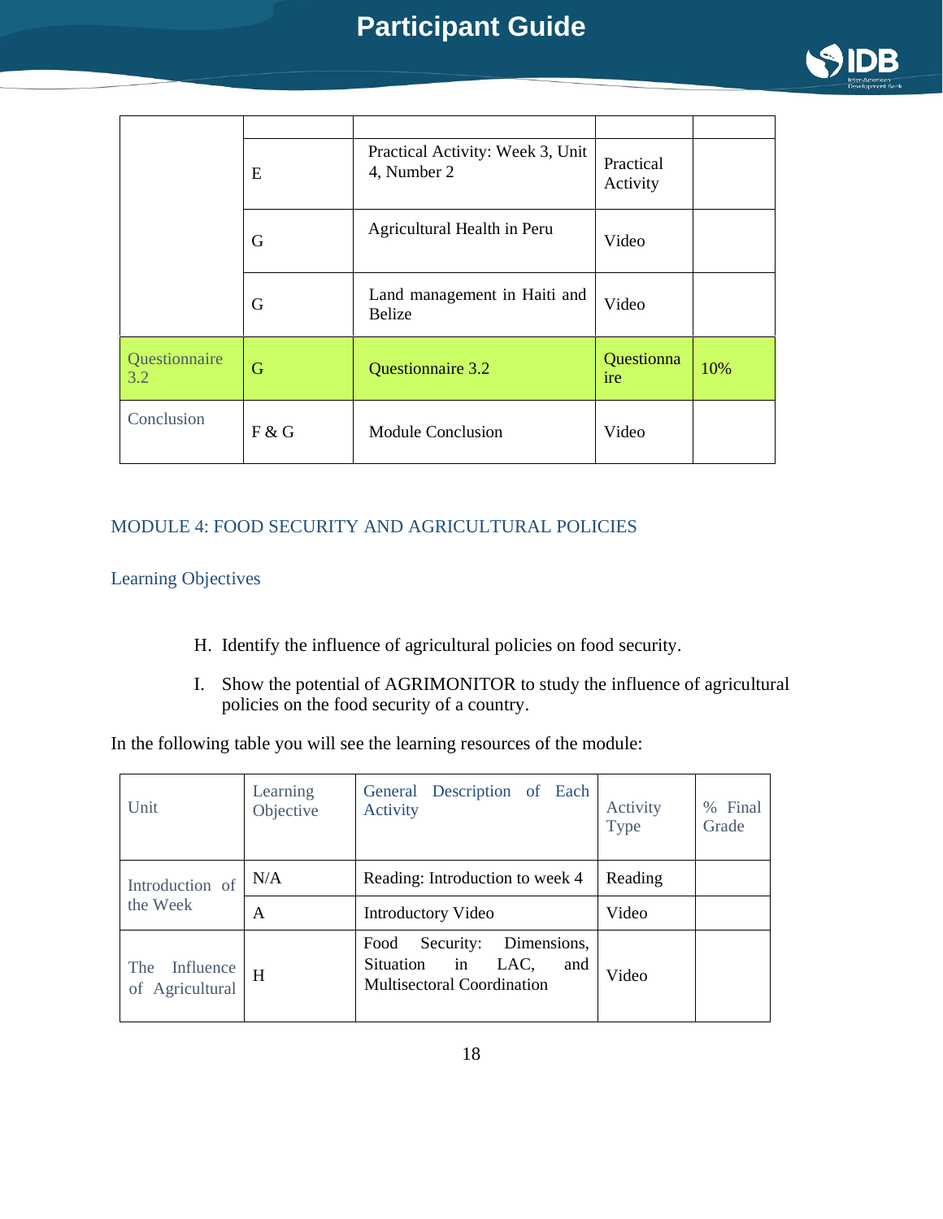| | | | | |
|---|---|---|---|---|
| | | | | |
| | E | Practical Activity: Week 3, Unit 4, Number 2 | Practical Activity | |
| | G | Agricultural Health in Peru | Video | |
| | G | Land management in Haiti and Belize | Video | |
| Questionnaire 3.2 | G | Questionnaire 3.2 | Questionnaire | 10% |
| Conclusion | F & G | Module Conclusion | Video | |

## MODULE 4: FOOD SECURITY AND AGRICULTURAL POLICIES

### Learning Objectives

H. Identify the influence of agricultural policies on food security.

I. Show the potential of AGRIMONITOR to study the influence of agricultural policies on the food security of a country.

In the following table you will see the learning resources of the module:

| Unit | Learning Objective | General Description of Each Activity | Activity Type | % Final Grade |
|---|---|---|---|---|
| Introduction of the Week | N/A | Reading: Introduction to week 4 | Reading | |
| | A | Introductory Video | Video | |
| The Influence of Agricultural | H | Food Security: Dimensions, Situation in LAC, and Multisectoral Coordination | Video | |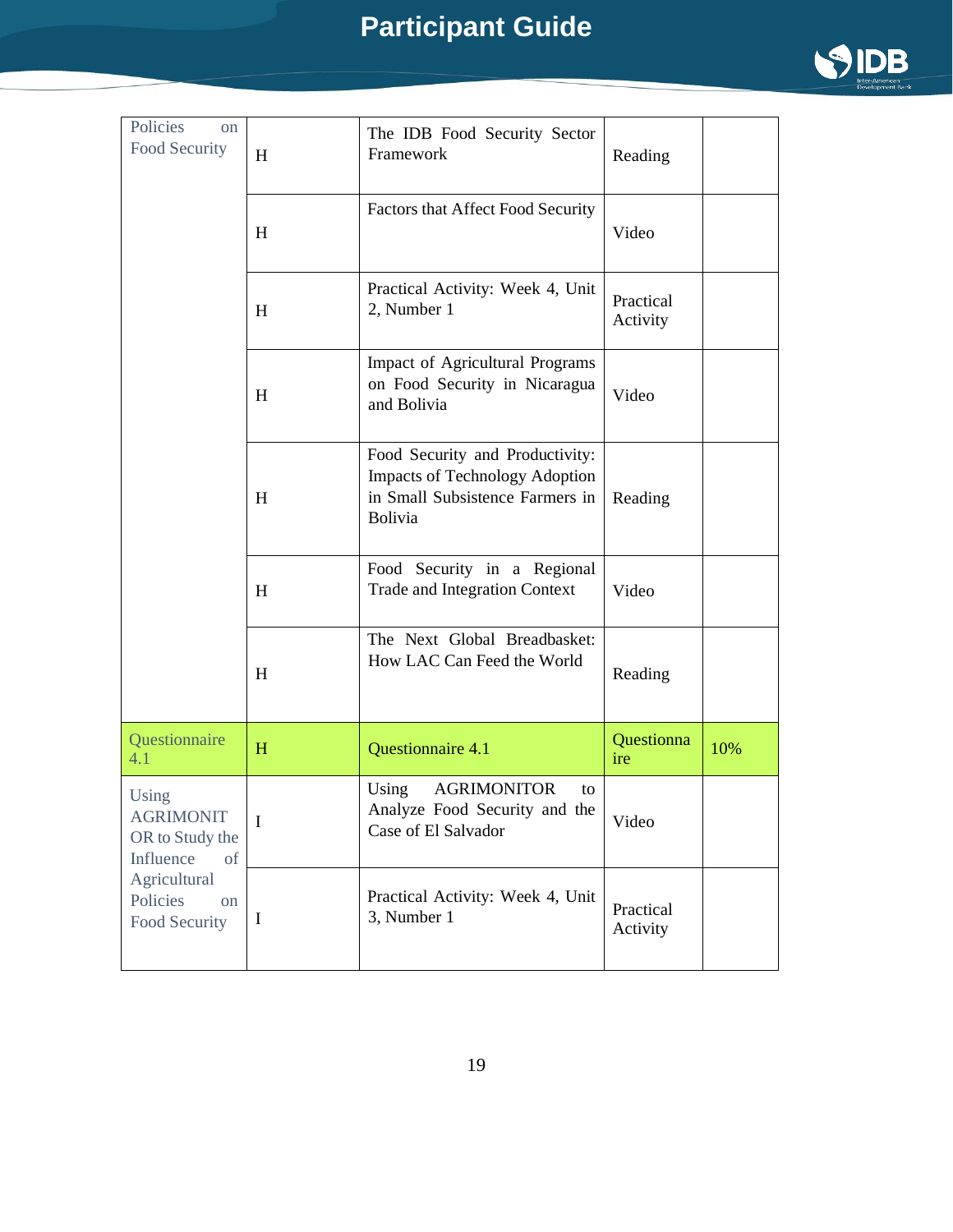| Policies on Food Security | H | The IDB Food Security Sector Framework | Reading | |
|---|---|---|---|---|
| | H | Factors that Affect Food Security | Video | |
| | H | Practical Activity: Week 4, Unit 2, Number 1 | Practical Activity | |
| | H | Impact of Agricultural Programs on Food Security in Nicaragua and Bolivia | Video | |
| | H | Food Security and Productivity: Impacts of Technology Adoption in Small Subsistence Farmers in Bolivia | Reading | |
| | H | Food Security in a Regional Trade and Integration Context | Video | |
| | H | The Next Global Breadbasket: How LAC Can Feed the World | Reading | |
| Questionnaire 4.1 | H | Questionnaire 4.1 | Questionnaire | 10% |
| Using AGRIMONITOR to Study the Influence of Agricultural Policies on Food Security | I | Using AGRIMONITOR to Analyze Food Security and the Case of El Salvador | Video | |
| | I | Practical Activity: Week 4, Unit 3, Number 1 | Practical Activity | |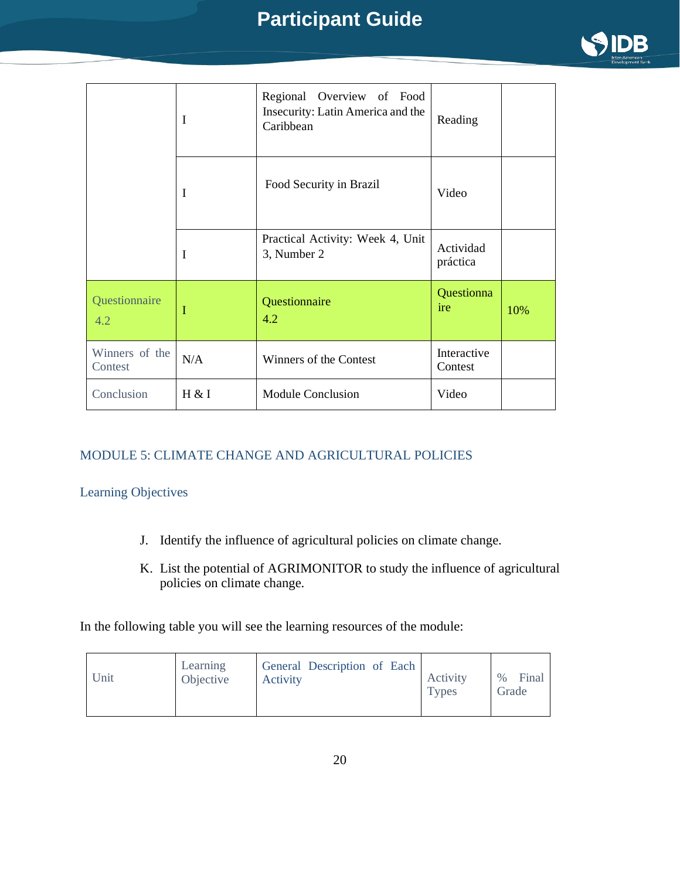| | | | | |
|---|---|---|---|---|
| | I | Regional Overview of Food Insecurity: Latin America and the Caribbean | Reading | |
| | I | Food Security in Brazil | Video | |
| | I | Practical Activity: Week 4, Unit 3, Number 2 | Actividad práctica | |
| Questionnaire 4.2 | I | Questionnaire 4.2 | Questionnaire | 10% |
| Winners of the Contest | N/A | Winners of the Contest | Interactive Contest | |
| Conclusion | H & I | Module Conclusion | Video | |

## MODULE 5: CLIMATE CHANGE AND AGRICULTURAL POLICIES

### Learning Objectives

J. Identify the influence of agricultural policies on climate change.

K. List the potential of AGRIMONITOR to study the influence of agricultural policies on climate change.

In the following table you will see the learning resources of the module:

| Unit | Learning Objective | General Description of Each Activity | Activity Types | % Final Grade |
|---|---|---|---|---|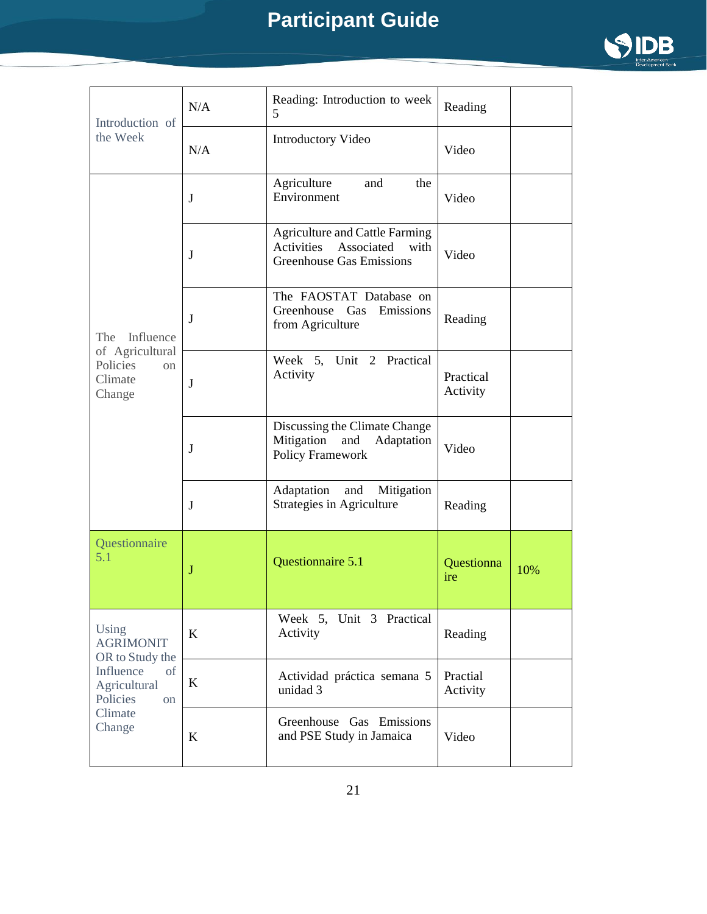| | | | | |
|---|---|---|---|---|
| Introduction of the Week | N/A | Reading: Introduction to week 5 | Reading | |
| | N/A | Introductory Video | Video | |
| The Influence of Agricultural Policies on Climate Change | J | Agriculture and the Environment | Video | |
| | J | Agriculture and Cattle Farming Activities Associated with Greenhouse Gas Emissions | Video | |
| | J | The FAOSTAT Database on Greenhouse Gas Emissions from Agriculture | Reading | |
| | J | Week 5, Unit 2 Practical Activity | Practical Activity | |
| | J | Discussing the Climate Change Mitigation and Adaptation Policy Framework | Video | |
| | J | Adaptation and Mitigation Strategies in Agriculture | Reading | |
| Questionnaire 5.1 | J | Questionnaire 5.1 | Questionnaire | 10% |
| Using AGRIMONITOR to Study the Influence of Agricultural Policies on Climate Change | K | Week 5, Unit 3 Practical Activity | Reading | |
| | K | Actividad práctica semana 5 unidad 3 | Practial Activity | |
| | K | Greenhouse Gas Emissions and PSE Study in Jamaica | Video | |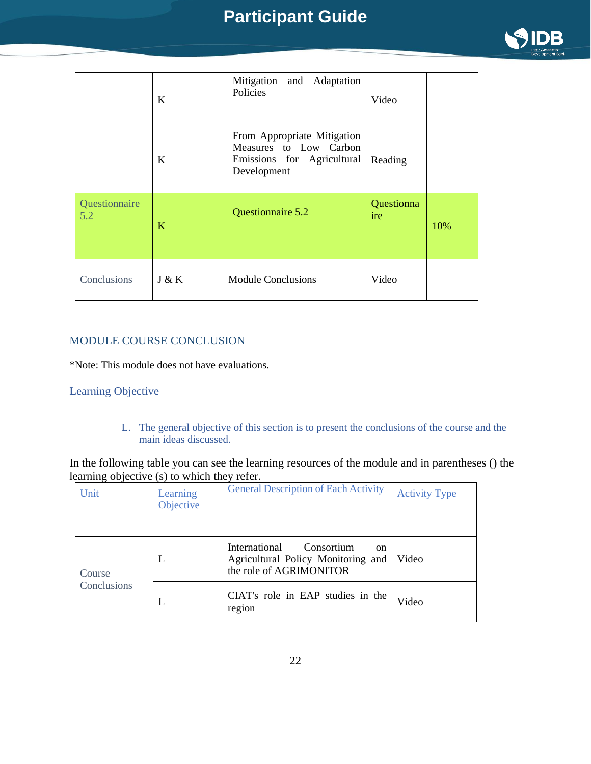| | | | | |
|---|---|---|---|---|
| | K | Mitigation and Adaptation Policies | Video | |
| | K | From Appropriate Mitigation Measures to Low Carbon Emissions for Agricultural Development | Reading | |
| Questionnaire 5.2 | K | Questionnaire 5.2 | Questionnaire | 10% |
| Conclusions | J & K | Module Conclusions | Video | |

## MODULE COURSE CONCLUSION

*Note: This module does not have evaluations.

### Learning Objective

L. The general objective of this section is to present the conclusions of the course and the main ideas discussed.

In the following table you can see the learning resources of the module and in parentheses () the learning objective (s) to which they refer.

| Unit | Learning Objective | General Description of Each Activity | Activity Type |
|---|---|---|---|
| Course Conclusions | L | International Consortium on Agricultural Policy Monitoring and the role of AGRIMONITOR | Video |
| | L | CIAT's role in EAP studies in the region | Video |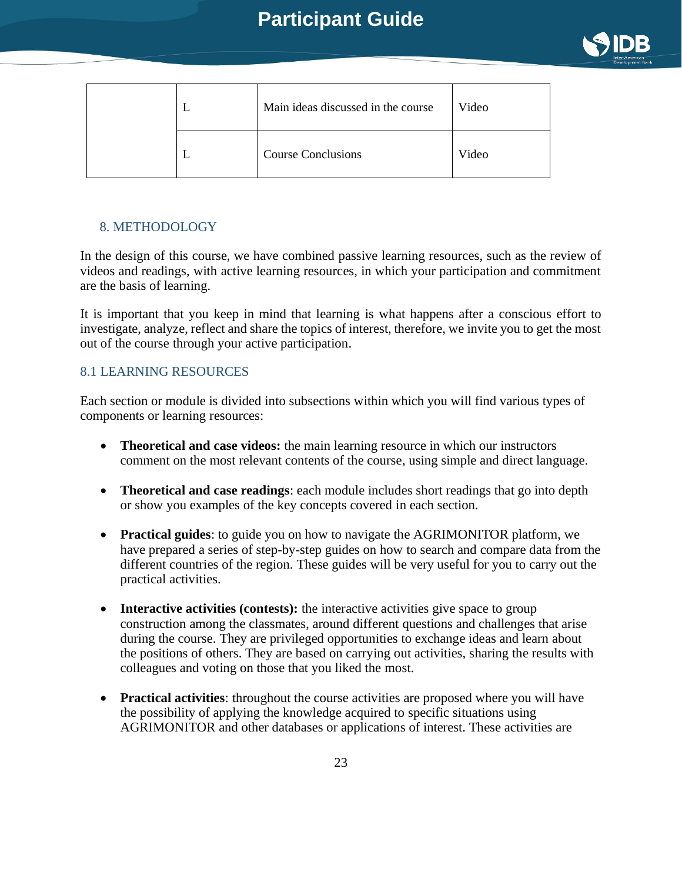| | | | |
|---|---|---|---|
| | L | Main ideas discussed in the course | Video |
| | L | Course Conclusions | Video |

## 8. METHODOLOGY

In the design of this course, we have combined passive learning resources, such as the review of videos and readings, with active learning resources, in which your participation and commitment are the basis of learning.

It is important that you keep in mind that learning is what happens after a conscious effort to investigate, analyze, reflect and share the topics of interest, therefore, we invite you to get the most out of the course through your active participation.

### 8.1 LEARNING RESOURCES

Each section or module is divided into subsections within which you will find various types of components or learning resources:

- **Theoretical and case videos:** the main learning resource in which our instructors comment on the most relevant contents of the course, using simple and direct language.

- **Theoretical and case readings**: each module includes short readings that go into depth or show you examples of the key concepts covered in each section.

- **Practical guides**: to guide you on how to navigate the AGRIMONITOR platform, we have prepared a series of step-by-step guides on how to search and compare data from the different countries of the region. These guides will be very useful for you to carry out the practical activities.

- **Interactive activities (contests):** the interactive activities give space to group construction among the classmates, around different questions and challenges that arise during the course. They are privileged opportunities to exchange ideas and learn about the positions of others. They are based on carrying out activities, sharing the results with colleagues and voting on those that you liked the most.

- **Practical activities**: throughout the course activities are proposed where you will have the possibility of applying the knowledge acquired to specific situations using AGRIMONITOR and other databases or applications of interest. These activities are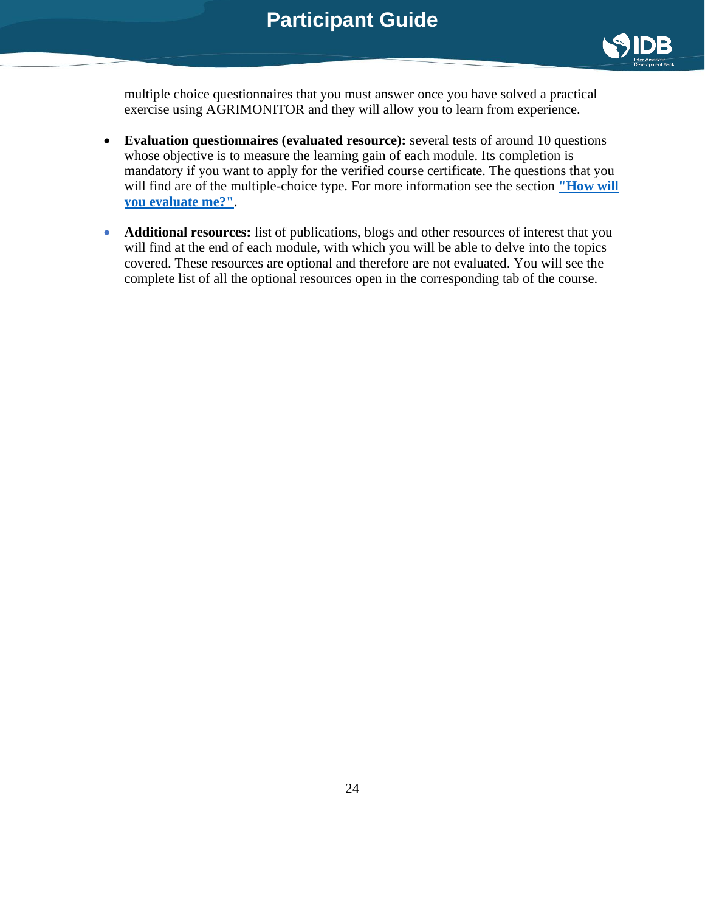multiple choice questionnaires that you must answer once you have solved a practical exercise using AGRIMONITOR and they will allow you to learn from experience.

- **Evaluation questionnaires (evaluated resource):** several tests of around 10 questions whose objective is to measure the learning gain of each module. Its completion is mandatory if you want to apply for the verified course certificate. The questions that you will find are of the multiple-choice type. For more information see the section **"How will you evaluate me?"**.

- **Additional resources:** list of publications, blogs and other resources of interest that you will find at the end of each module, with which you will be able to delve into the topics covered. These resources are optional and therefore are not evaluated. You will see the complete list of all the optional resources open in the corresponding tab of the course.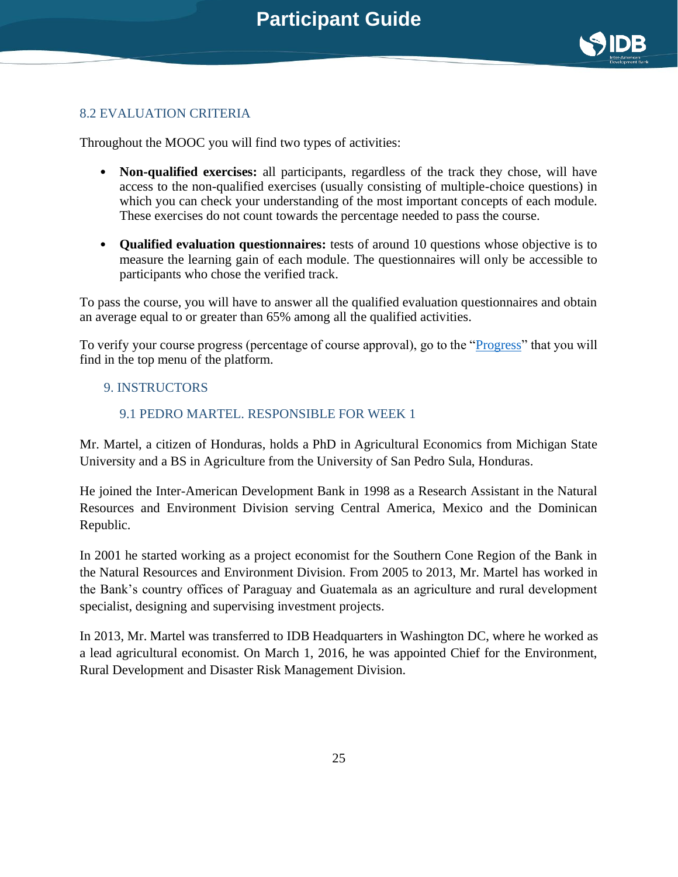## 8.2 EVALUATION CRITERIA

Throughout the MOOC you will find two types of activities:

- **Non-qualified exercises:** all participants, regardless of the track they chose, will have access to the non-qualified exercises (usually consisting of multiple-choice questions) in which you can check your understanding of the most important concepts of each module. These exercises do not count towards the percentage needed to pass the course.
- **Qualified evaluation questionnaires:** tests of around 10 questions whose objective is to measure the learning gain of each module. The questionnaires will only be accessible to participants who chose the verified track.

To pass the course, you will have to answer all the qualified evaluation questionnaires and obtain an average equal to or greater than 65% among all the qualified activities.

To verify your course progress (percentage of course approval), go to the "Progress" that you will find in the top menu of the platform.

# 9. INSTRUCTORS

## 9.1 PEDRO MARTEL. RESPONSIBLE FOR WEEK 1

Mr. Martel, a citizen of Honduras, holds a PhD in Agricultural Economics from Michigan State University and a BS in Agriculture from the University of San Pedro Sula, Honduras.

He joined the Inter-American Development Bank in 1998 as a Research Assistant in the Natural Resources and Environment Division serving Central America, Mexico and the Dominican Republic.

In 2001 he started working as a project economist for the Southern Cone Region of the Bank in the Natural Resources and Environment Division. From 2005 to 2013, Mr. Martel has worked in the Bank's country offices of Paraguay and Guatemala as an agriculture and rural development specialist, designing and supervising investment projects.

In 2013, Mr. Martel was transferred to IDB Headquarters in Washington DC, where he worked as a lead agricultural economist. On March 1, 2016, he was appointed Chief for the Environment, Rural Development and Disaster Risk Management Division.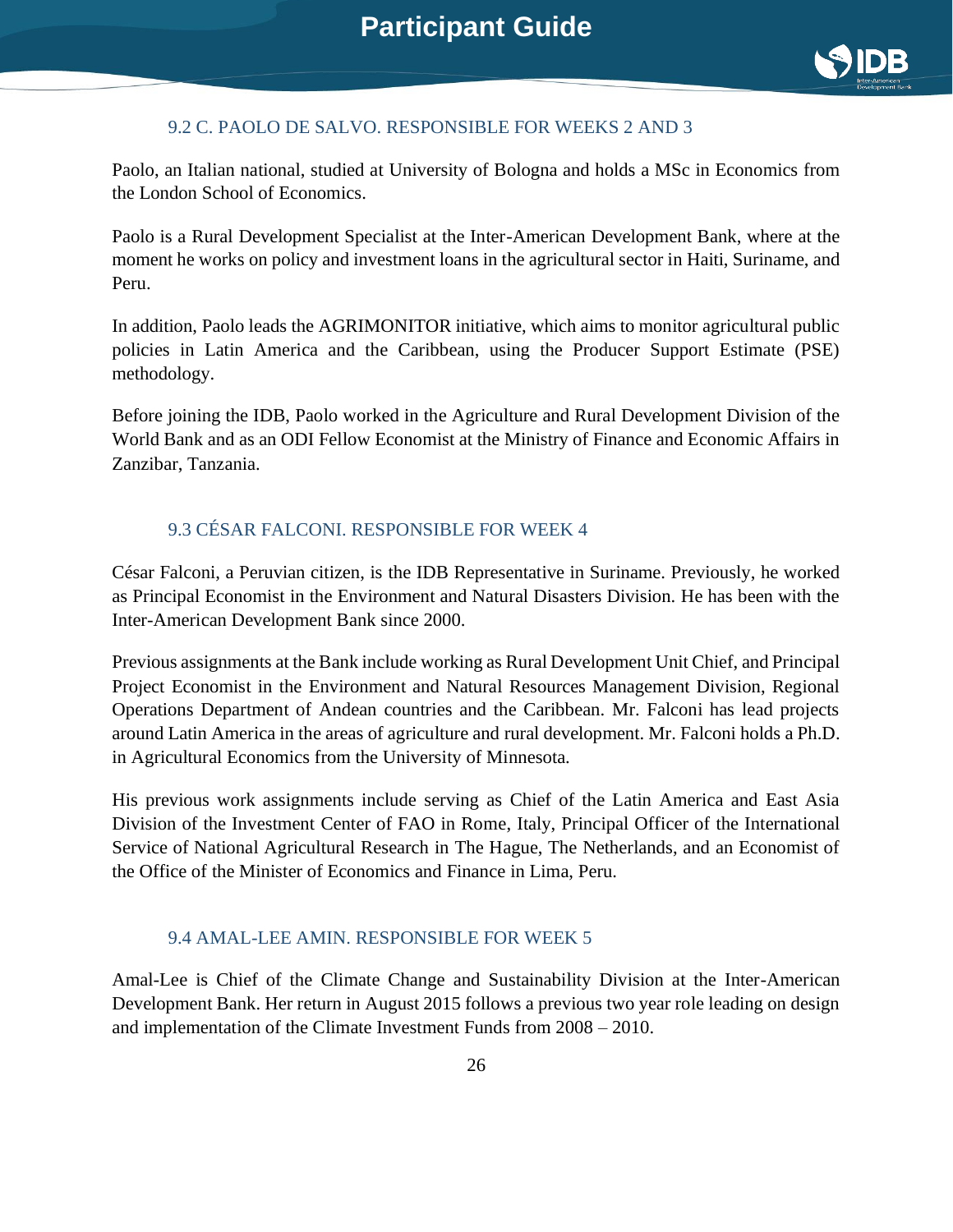### 9.2 C. PAOLO DE SALVO. RESPONSIBLE FOR WEEKS 2 AND 3

Paolo, an Italian national, studied at University of Bologna and holds a MSc in Economics from the London School of Economics.

Paolo is a Rural Development Specialist at the Inter-American Development Bank, where at the moment he works on policy and investment loans in the agricultural sector in Haiti, Suriname, and Peru.

In addition, Paolo leads the AGRIMONITOR initiative, which aims to monitor agricultural public policies in Latin America and the Caribbean, using the Producer Support Estimate (PSE) methodology.

Before joining the IDB, Paolo worked in the Agriculture and Rural Development Division of the World Bank and as an ODI Fellow Economist at the Ministry of Finance and Economic Affairs in Zanzibar, Tanzania.

### 9.3 CÉSAR FALCONI. RESPONSIBLE FOR WEEK 4

César Falconi, a Peruvian citizen, is the IDB Representative in Suriname. Previously, he worked as Principal Economist in the Environment and Natural Disasters Division. He has been with the Inter-American Development Bank since 2000.

Previous assignments at the Bank include working as Rural Development Unit Chief, and Principal Project Economist in the Environment and Natural Resources Management Division, Regional Operations Department of Andean countries and the Caribbean. Mr. Falconi has lead projects around Latin America in the areas of agriculture and rural development. Mr. Falconi holds a Ph.D. in Agricultural Economics from the University of Minnesota.

His previous work assignments include serving as Chief of the Latin America and East Asia Division of the Investment Center of FAO in Rome, Italy, Principal Officer of the International Service of National Agricultural Research in The Hague, The Netherlands, and an Economist of the Office of the Minister of Economics and Finance in Lima, Peru.

### 9.4 AMAL-LEE AMIN. RESPONSIBLE FOR WEEK 5

Amal-Lee is Chief of the Climate Change and Sustainability Division at the Inter-American Development Bank. Her return in August 2015 follows a previous two year role leading on design and implementation of the Climate Investment Funds from 2008 – 2010.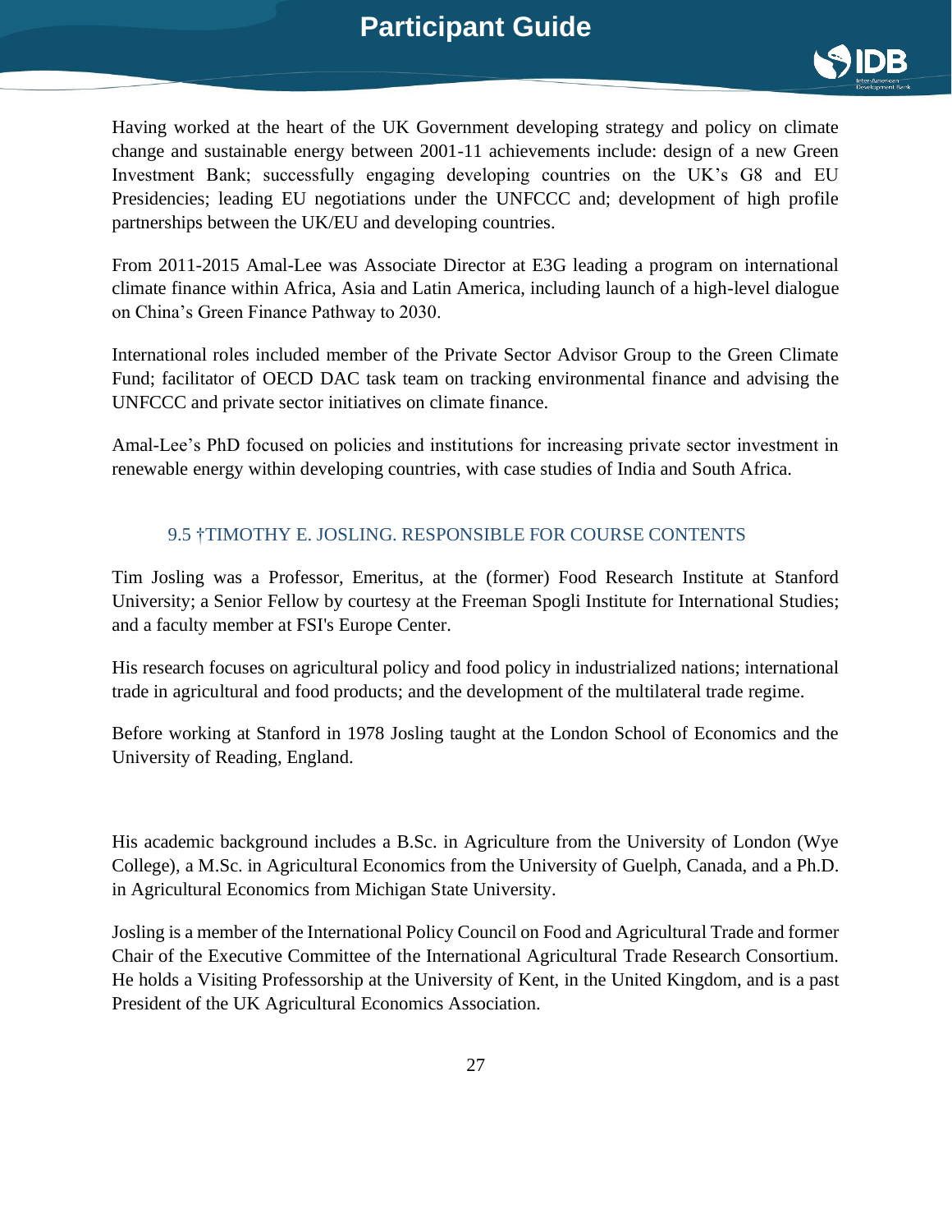Having worked at the heart of the UK Government developing strategy and policy on climate change and sustainable energy between 2001-11 achievements include: design of a new Green Investment Bank; successfully engaging developing countries on the UK's G8 and EU Presidencies; leading EU negotiations under the UNFCCC and; development of high profile partnerships between the UK/EU and developing countries.

From 2011-2015 Amal-Lee was Associate Director at E3G leading a program on international climate finance within Africa, Asia and Latin America, including launch of a high-level dialogue on China's Green Finance Pathway to 2030.

International roles included member of the Private Sector Advisor Group to the Green Climate Fund; facilitator of OECD DAC task team on tracking environmental finance and advising the UNFCCC and private sector initiatives on climate finance.

Amal-Lee's PhD focused on policies and institutions for increasing private sector investment in renewable energy within developing countries, with case studies of India and South Africa.

### 9.5 †TIMOTHY E. JOSLING. RESPONSIBLE FOR COURSE CONTENTS

Tim Josling was a Professor, Emeritus, at the (former) Food Research Institute at Stanford University; a Senior Fellow by courtesy at the Freeman Spogli Institute for International Studies; and a faculty member at FSI's Europe Center.

His research focuses on agricultural policy and food policy in industrialized nations; international trade in agricultural and food products; and the development of the multilateral trade regime.

Before working at Stanford in 1978 Josling taught at the London School of Economics and the University of Reading, England.

His academic background includes a B.Sc. in Agriculture from the University of London (Wye College), a M.Sc. in Agricultural Economics from the University of Guelph, Canada, and a Ph.D. in Agricultural Economics from Michigan State University.

Josling is a member of the International Policy Council on Food and Agricultural Trade and former Chair of the Executive Committee of the International Agricultural Trade Research Consortium. He holds a Visiting Professorship at the University of Kent, in the United Kingdom, and is a past President of the UK Agricultural Economics Association.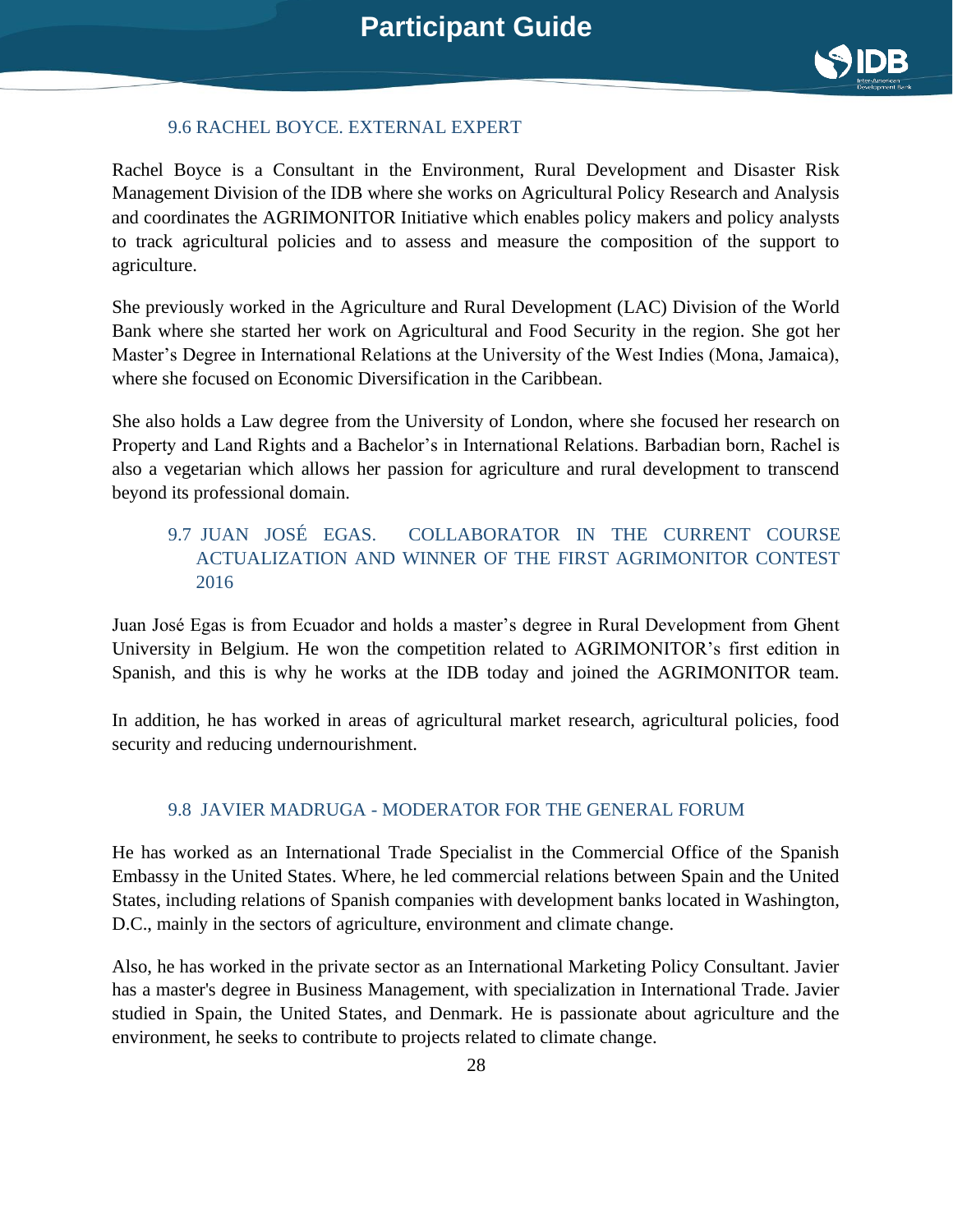### 9.6 RACHEL BOYCE. EXTERNAL EXPERT

Rachel Boyce is a Consultant in the Environment, Rural Development and Disaster Risk Management Division of the IDB where she works on Agricultural Policy Research and Analysis and coordinates the AGRIMONITOR Initiative which enables policy makers and policy analysts to track agricultural policies and to assess and measure the composition of the support to agriculture.

She previously worked in the Agriculture and Rural Development (LAC) Division of the World Bank where she started her work on Agricultural and Food Security in the region. She got her Master's Degree in International Relations at the University of the West Indies (Mona, Jamaica), where she focused on Economic Diversification in the Caribbean.

She also holds a Law degree from the University of London, where she focused her research on Property and Land Rights and a Bachelor's in International Relations. Barbadian born, Rachel is also a vegetarian which allows her passion for agriculture and rural development to transcend beyond its professional domain.

### 9.7 JUAN JOSÉ EGAS. COLLABORATOR IN THE CURRENT COURSE ACTUALIZATION AND WINNER OF THE FIRST AGRIMONITOR CONTEST 2016

Juan José Egas is from Ecuador and holds a master's degree in Rural Development from Ghent University in Belgium. He won the competition related to AGRIMONITOR's first edition in Spanish, and this is why he works at the IDB today and joined the AGRIMONITOR team.

In addition, he has worked in areas of agricultural market research, agricultural policies, food security and reducing undernourishment.

### 9.8 JAVIER MADRUGA - MODERATOR FOR THE GENERAL FORUM

He has worked as an International Trade Specialist in the Commercial Office of the Spanish Embassy in the United States. Where, he led commercial relations between Spain and the United States, including relations of Spanish companies with development banks located in Washington, D.C., mainly in the sectors of agriculture, environment and climate change.

Also, he has worked in the private sector as an International Marketing Policy Consultant. Javier has a master's degree in Business Management, with specialization in International Trade. Javier studied in Spain, the United States, and Denmark. He is passionate about agriculture and the environment, he seeks to contribute to projects related to climate change.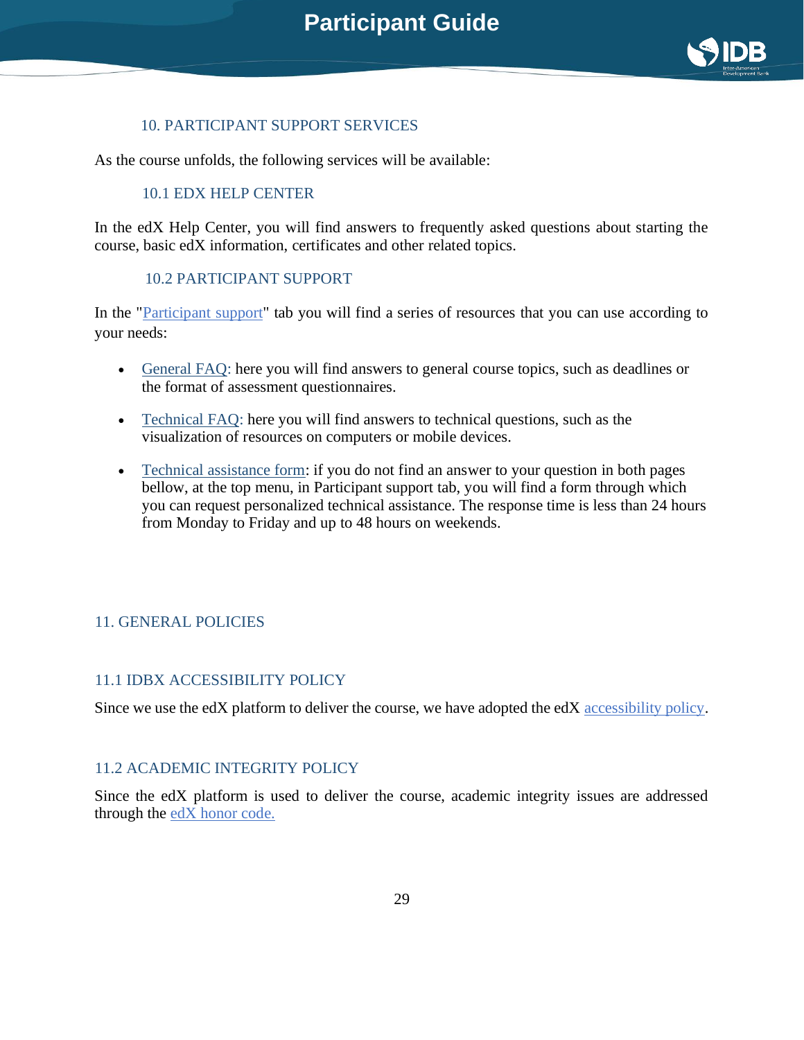## 10. PARTICIPANT SUPPORT SERVICES

As the course unfolds, the following services will be available:

### 10.1 EDX HELP CENTER

In the edX Help Center, you will find answers to frequently asked questions about starting the course, basic edX information, certificates and other related topics.

### 10.2 PARTICIPANT SUPPORT

In the "Participant support" tab you will find a series of resources that you can use according to your needs:

- General FAQ: here you will find answers to general course topics, such as deadlines or the format of assessment questionnaires.
- Technical FAQ: here you will find answers to technical questions, such as the visualization of resources on computers or mobile devices.
- Technical assistance form: if you do not find an answer to your question in both pages bellow, at the top menu, in Participant support tab, you will find a form through which you can request personalized technical assistance. The response time is less than 24 hours from Monday to Friday and up to 48 hours on weekends.

## 11. GENERAL POLICIES

### 11.1 IDBX ACCESSIBILITY POLICY

Since we use the edX platform to deliver the course, we have adopted the edX accessibility policy.

### 11.2 ACADEMIC INTEGRITY POLICY

Since the edX platform is used to deliver the course, academic integrity issues are addressed through the edX honor code.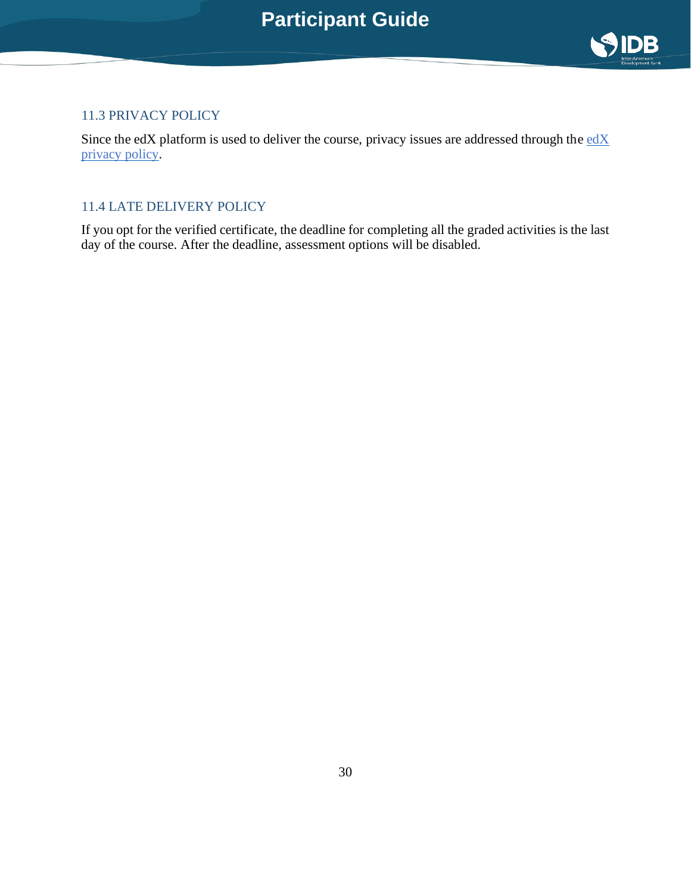### 11.3 PRIVACY POLICY

Since the edX platform is used to deliver the course, privacy issues are addressed through the edX privacy policy.

### 11.4 LATE DELIVERY POLICY

If you opt for the verified certificate, the deadline for completing all the graded activities is the last day of the course. After the deadline, assessment options will be disabled.